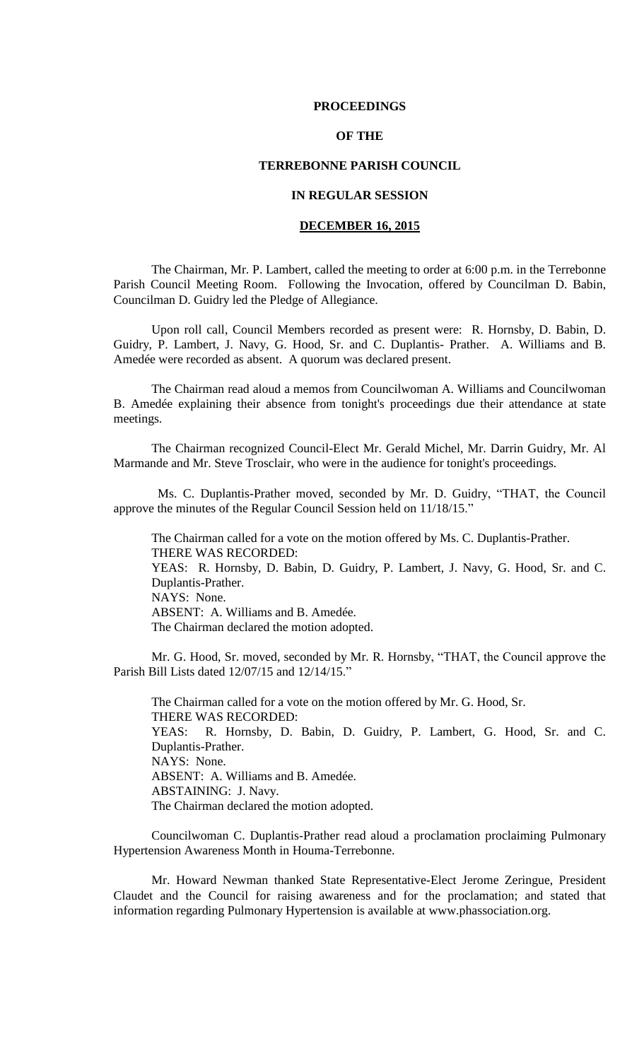# PROCEEDINGS

# OF THE

# TERREBONNE PARISH COUNCIL

# IN REGULAR SESSION

## DECEMBER 16, 2015

The Chairman, Mr. P. Lambert, called the meeting to order at 6:00 p.m. in the Terrebonne Parish Council Meeting Room. Following the Invocation, offered by Councilman D. Babin, Councilman D. Guidry led the Pledge of Allegiance.

Upon roll call, Council Members recorded as present were: R. Hornsby, D. Babin, D. Guidry, P. Lambert, J. Navy, G. Hood, Sr. and C. Duplantis- Prather. A. Williams and B. Amedée were recorded as absent. A quorum was declared present.

The Chairman read aloud a memos from Councilwoman A. Williams and Councilwoman B. Amedée explaining their absence from tonight's proceedings due their attendance at state meetings.

The Chairman recognized Council-Elect Mr. Gerald Michel, Mr. Darrin Guidry, Mr. Al Marmande and Mr. Steve Trosclair, who were in the audience for tonight's proceedings.

Ms. C. Duplantis-Prather moved, seconded by Mr. D. Guidry, "THAT, the Council approve the minutes of the Regular Council Session held on 11/18/15."

The Chairman called for a vote on the motion offered by Ms. C. Duplantis-Prather.
THERE WAS RECORDED:
YEAS: R. Hornsby, D. Babin, D. Guidry, P. Lambert, J. Navy, G. Hood, Sr. and C. Duplantis-Prather.
NAYS: None.
ABSENT: A. Williams and B. Amedée.
The Chairman declared the motion adopted.

Mr. G. Hood, Sr. moved, seconded by Mr. R. Hornsby, "THAT, the Council approve the Parish Bill Lists dated 12/07/15 and 12/14/15."

The Chairman called for a vote on the motion offered by Mr. G. Hood, Sr.
THERE WAS RECORDED:
YEAS: R. Hornsby, D. Babin, D. Guidry, P. Lambert, G. Hood, Sr. and C. Duplantis-Prather.
NAYS: None.
ABSENT: A. Williams and B. Amedée.
ABSTAINING: J. Navy.
The Chairman declared the motion adopted.

Councilwoman C. Duplantis-Prather read aloud a proclamation proclaiming Pulmonary Hypertension Awareness Month in Houma-Terrebonne.

Mr. Howard Newman thanked State Representative-Elect Jerome Zeringue, President Claudet and the Council for raising awareness and for the proclamation; and stated that information regarding Pulmonary Hypertension is available at www.phassociation.org.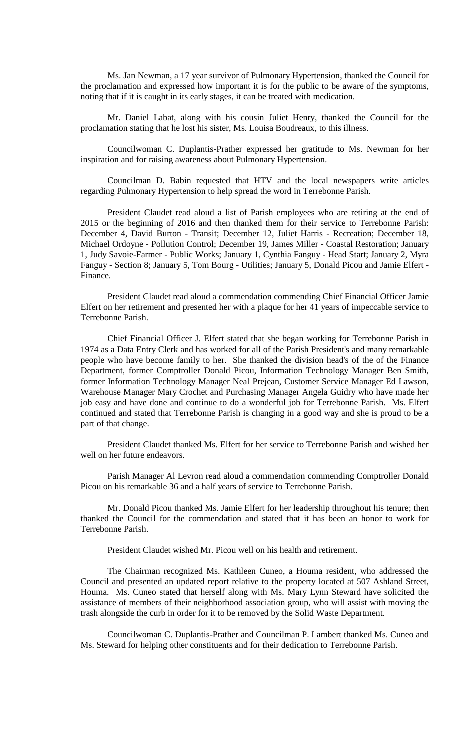Ms. Jan Newman, a 17 year survivor of Pulmonary Hypertension, thanked the Council for the proclamation and expressed how important it is for the public to be aware of the symptoms, noting that if it is caught in its early stages, it can be treated with medication.

Mr. Daniel Labat, along with his cousin Juliet Henry, thanked the Council for the proclamation stating that he lost his sister, Ms. Louisa Boudreaux, to this illness.

Councilwoman C. Duplantis-Prather expressed her gratitude to Ms. Newman for her inspiration and for raising awareness about Pulmonary Hypertension.

Councilman D. Babin requested that HTV and the local newspapers write articles regarding Pulmonary Hypertension to help spread the word in Terrebonne Parish.

President Claudet read aloud a list of Parish employees who are retiring at the end of 2015 or the beginning of 2016 and then thanked them for their service to Terrebonne Parish: December 4, David Burton - Transit; December 12, Juliet Harris - Recreation; December 18, Michael Ordoyne - Pollution Control; December 19, James Miller - Coastal Restoration; January 1, Judy Savoie-Farmer - Public Works; January 1, Cynthia Fanguy - Head Start; January 2, Myra Fanguy - Section 8; January 5, Tom Bourg - Utilities; January 5, Donald Picou and Jamie Elfert - Finance.

President Claudet read aloud a commendation commending Chief Financial Officer Jamie Elfert on her retirement and presented her with a plaque for her 41 years of impeccable service to Terrebonne Parish.

Chief Financial Officer J. Elfert stated that she began working for Terrebonne Parish in 1974 as a Data Entry Clerk and has worked for all of the Parish President's and many remarkable people who have become family to her. She thanked the division head's of the of the Finance Department, former Comptroller Donald Picou, Information Technology Manager Ben Smith, former Information Technology Manager Neal Prejean, Customer Service Manager Ed Lawson, Warehouse Manager Mary Crochet and Purchasing Manager Angela Guidry who have made her job easy and have done and continue to do a wonderful job for Terrebonne Parish. Ms. Elfert continued and stated that Terrebonne Parish is changing in a good way and she is proud to be a part of that change.

President Claudet thanked Ms. Elfert for her service to Terrebonne Parish and wished her well on her future endeavors.

Parish Manager Al Levron read aloud a commendation commending Comptroller Donald Picou on his remarkable 36 and a half years of service to Terrebonne Parish.

Mr. Donald Picou thanked Ms. Jamie Elfert for her leadership throughout his tenure; then thanked the Council for the commendation and stated that it has been an honor to work for Terrebonne Parish.

President Claudet wished Mr. Picou well on his health and retirement.

The Chairman recognized Ms. Kathleen Cuneo, a Houma resident, who addressed the Council and presented an updated report relative to the property located at 507 Ashland Street, Houma. Ms. Cuneo stated that herself along with Ms. Mary Lynn Steward have solicited the assistance of members of their neighborhood association group, who will assist with moving the trash alongside the curb in order for it to be removed by the Solid Waste Department.

Councilwoman C. Duplantis-Prather and Councilman P. Lambert thanked Ms. Cuneo and Ms. Steward for helping other constituents and for their dedication to Terrebonne Parish.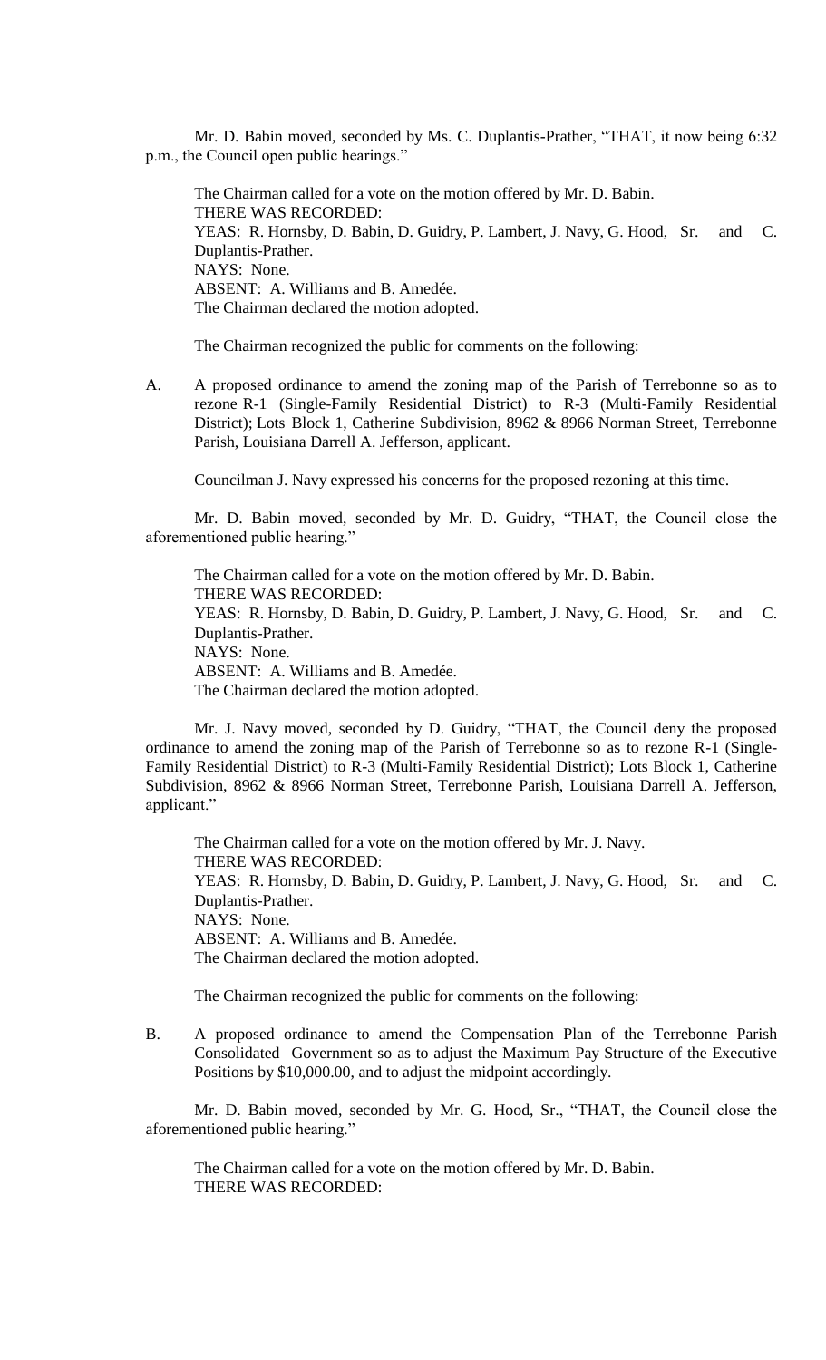Mr. D. Babin moved, seconded by Ms. C. Duplantis-Prather, "THAT, it now being 6:32 p.m., the Council open public hearings."

The Chairman called for a vote on the motion offered by Mr. D. Babin.
THERE WAS RECORDED:
YEAS: R. Hornsby, D. Babin, D. Guidry, P. Lambert, J. Navy, G. Hood, Sr. and C. Duplantis-Prather.
NAYS: None.
ABSENT: A. Williams and B. Amedée.
The Chairman declared the motion adopted.

The Chairman recognized the public for comments on the following:

A. A proposed ordinance to amend the zoning map of the Parish of Terrebonne so as to rezone R-1 (Single-Family Residential District) to R-3 (Multi-Family Residential District); Lots Block 1, Catherine Subdivision, 8962 & 8966 Norman Street, Terrebonne Parish, Louisiana Darrell A. Jefferson, applicant.

Councilman J. Navy expressed his concerns for the proposed rezoning at this time.

Mr. D. Babin moved, seconded by Mr. D. Guidry, "THAT, the Council close the aforementioned public hearing."

The Chairman called for a vote on the motion offered by Mr. D. Babin.
THERE WAS RECORDED:
YEAS: R. Hornsby, D. Babin, D. Guidry, P. Lambert, J. Navy, G. Hood, Sr. and C. Duplantis-Prather.
NAYS: None.
ABSENT: A. Williams and B. Amedée.
The Chairman declared the motion adopted.

Mr. J. Navy moved, seconded by D. Guidry, "THAT, the Council deny the proposed ordinance to amend the zoning map of the Parish of Terrebonne so as to rezone R-1 (Single-Family Residential District) to R-3 (Multi-Family Residential District); Lots Block 1, Catherine Subdivision, 8962 & 8966 Norman Street, Terrebonne Parish, Louisiana Darrell A. Jefferson, applicant."

The Chairman called for a vote on the motion offered by Mr. J. Navy.
THERE WAS RECORDED:
YEAS: R. Hornsby, D. Babin, D. Guidry, P. Lambert, J. Navy, G. Hood, Sr. and C. Duplantis-Prather.
NAYS: None.
ABSENT: A. Williams and B. Amedée.
The Chairman declared the motion adopted.

The Chairman recognized the public for comments on the following:

B. A proposed ordinance to amend the Compensation Plan of the Terrebonne Parish Consolidated Government so as to adjust the Maximum Pay Structure of the Executive Positions by $10,000.00, and to adjust the midpoint accordingly.

Mr. D. Babin moved, seconded by Mr. G. Hood, Sr., "THAT, the Council close the aforementioned public hearing."

The Chairman called for a vote on the motion offered by Mr. D. Babin.
THERE WAS RECORDED: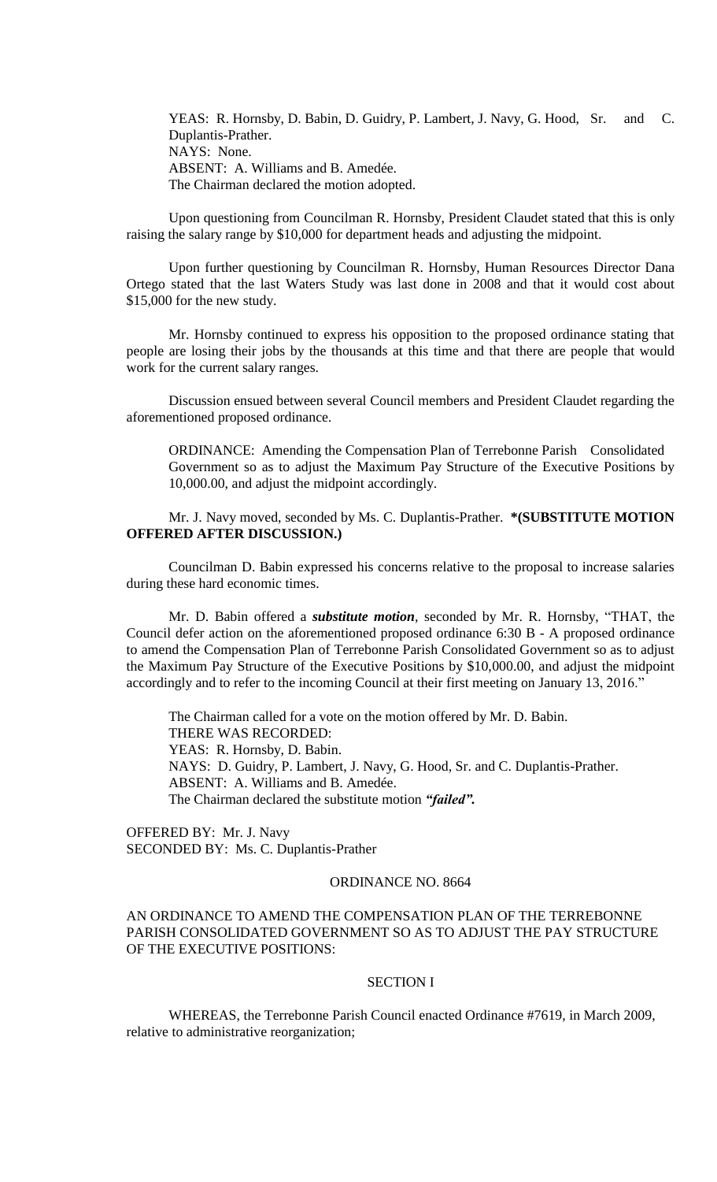YEAS: R. Hornsby, D. Babin, D. Guidry, P. Lambert, J. Navy, G. Hood, Sr. and C. Duplantis-Prather.
NAYS: None.
ABSENT: A. Williams and B. Amedée.
The Chairman declared the motion adopted.

Upon questioning from Councilman R. Hornsby, President Claudet stated that this is only raising the salary range by $10,000 for department heads and adjusting the midpoint.

Upon further questioning by Councilman R. Hornsby, Human Resources Director Dana Ortego stated that the last Waters Study was last done in 2008 and that it would cost about $15,000 for the new study.

Mr. Hornsby continued to express his opposition to the proposed ordinance stating that people are losing their jobs by the thousands at this time and that there are people that would work for the current salary ranges.

Discussion ensued between several Council members and President Claudet regarding the aforementioned proposed ordinance.

ORDINANCE: Amending the Compensation Plan of Terrebonne Parish Consolidated Government so as to adjust the Maximum Pay Structure of the Executive Positions by 10,000.00, and adjust the midpoint accordingly.

Mr. J. Navy moved, seconded by Ms. C. Duplantis-Prather. **\*(SUBSTITUTE MOTION OFFERED AFTER DISCUSSION.)**

Councilman D. Babin expressed his concerns relative to the proposal to increase salaries during these hard economic times.

Mr. D. Babin offered a ***substitute motion***, seconded by Mr. R. Hornsby, "THAT, the Council defer action on the aforementioned proposed ordinance 6:30 B - A proposed ordinance to amend the Compensation Plan of Terrebonne Parish Consolidated Government so as to adjust the Maximum Pay Structure of the Executive Positions by $10,000.00, and adjust the midpoint accordingly and to refer to the incoming Council at their first meeting on January 13, 2016."

The Chairman called for a vote on the motion offered by Mr. D. Babin.
THERE WAS RECORDED:
YEAS: R. Hornsby, D. Babin.
NAYS: D. Guidry, P. Lambert, J. Navy, G. Hood, Sr. and C. Duplantis-Prather.
ABSENT: A. Williams and B. Amedée.
The Chairman declared the substitute motion ***"failed".***

OFFERED BY: Mr. J. Navy
SECONDED BY: Ms. C. Duplantis-Prather

ORDINANCE NO. 8664

AN ORDINANCE TO AMEND THE COMPENSATION PLAN OF THE TERREBONNE PARISH CONSOLIDATED GOVERNMENT SO AS TO ADJUST THE PAY STRUCTURE OF THE EXECUTIVE POSITIONS:

SECTION I

WHEREAS, the Terrebonne Parish Council enacted Ordinance #7619, in March 2009, relative to administrative reorganization;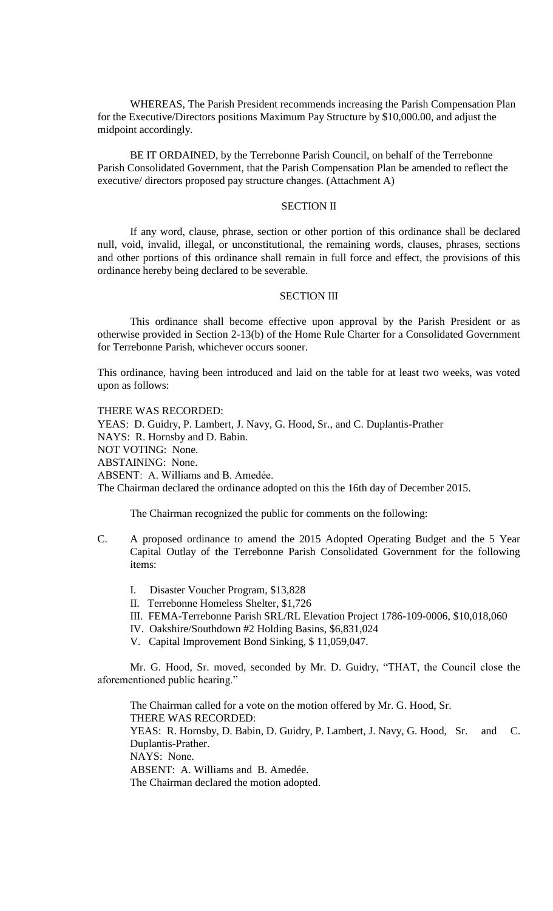WHEREAS, The Parish President recommends increasing the Parish Compensation Plan for the Executive/Directors positions Maximum Pay Structure by $10,000.00, and adjust the midpoint accordingly.

BE IT ORDAINED, by the Terrebonne Parish Council, on behalf of the Terrebonne Parish Consolidated Government, that the Parish Compensation Plan be amended to reflect the executive/ directors proposed pay structure changes. (Attachment A)

SECTION II

If any word, clause, phrase, section or other portion of this ordinance shall be declared null, void, invalid, illegal, or unconstitutional, the remaining words, clauses, phrases, sections and other portions of this ordinance shall remain in full force and effect, the provisions of this ordinance hereby being declared to be severable.

SECTION III

This ordinance shall become effective upon approval by the Parish President or as otherwise provided in Section 2-13(b) of the Home Rule Charter for a Consolidated Government for Terrebonne Parish, whichever occurs sooner.

This ordinance, having been introduced and laid on the table for at least two weeks, was voted upon as follows:

THERE WAS RECORDED:
YEAS: D. Guidry, P. Lambert, J. Navy, G. Hood, Sr., and C. Duplantis-Prather
NAYS: R. Hornsby and D. Babin.
NOT VOTING: None.
ABSTAINING: None.
ABSENT: A. Williams and B. Amedée.
The Chairman declared the ordinance adopted on this the 16th day of December 2015.

The Chairman recognized the public for comments on the following:

C. A proposed ordinance to amend the 2015 Adopted Operating Budget and the 5 Year Capital Outlay of the Terrebonne Parish Consolidated Government for the following items:

I. Disaster Voucher Program, $13,828
II. Terrebonne Homeless Shelter, $1,726
III. FEMA-Terrebonne Parish SRL/RL Elevation Project 1786-109-0006, $10,018,060
IV. Oakshire/Southdown #2 Holding Basins, $6,831,024
V. Capital Improvement Bond Sinking, $ 11,059,047.

Mr. G. Hood, Sr. moved, seconded by Mr. D. Guidry, "THAT, the Council close the aforementioned public hearing."

The Chairman called for a vote on the motion offered by Mr. G. Hood, Sr.
THERE WAS RECORDED:
YEAS: R. Hornsby, D. Babin, D. Guidry, P. Lambert, J. Navy, G. Hood, Sr. and C. Duplantis-Prather.
NAYS: None.
ABSENT: A. Williams and B. Amedée.
The Chairman declared the motion adopted.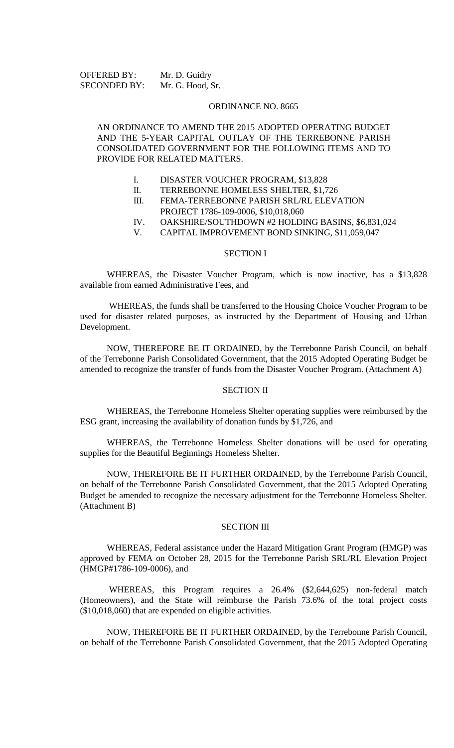OFFERED BY: Mr. D. Guidry
SECONDED BY: Mr. G. Hood, Sr.

## ORDINANCE NO. 8665

AN ORDINANCE TO AMEND THE 2015 ADOPTED OPERATING BUDGET AND THE 5-YEAR CAPITAL OUTLAY OF THE TERREBONNE PARISH CONSOLIDATED GOVERNMENT FOR THE FOLLOWING ITEMS AND TO PROVIDE FOR RELATED MATTERS.

I. DISASTER VOUCHER PROGRAM, $13,828
II. TERREBONNE HOMELESS SHELTER, $1,726
III. FEMA-TERREBONNE PARISH SRL/RL ELEVATION PROJECT 1786-109-0006, $10,018,060
IV. OAKSHIRE/SOUTHDOWN #2 HOLDING BASINS, $6,831,024
V. CAPITAL IMPROVEMENT BOND SINKING, $11,059,047

### SECTION I

WHEREAS, the Disaster Voucher Program, which is now inactive, has a $13,828 available from earned Administrative Fees, and

WHEREAS, the funds shall be transferred to the Housing Choice Voucher Program to be used for disaster related purposes, as instructed by the Department of Housing and Urban Development.

NOW, THEREFORE BE IT ORDAINED, by the Terrebonne Parish Council, on behalf of the Terrebonne Parish Consolidated Government, that the 2015 Adopted Operating Budget be amended to recognize the transfer of funds from the Disaster Voucher Program. (Attachment A)

### SECTION II

WHEREAS, the Terrebonne Homeless Shelter operating supplies were reimbursed by the ESG grant, increasing the availability of donation funds by $1,726, and

WHEREAS, the Terrebonne Homeless Shelter donations will be used for operating supplies for the Beautiful Beginnings Homeless Shelter.

NOW, THEREFORE BE IT FURTHER ORDAINED, by the Terrebonne Parish Council, on behalf of the Terrebonne Parish Consolidated Government, that the 2015 Adopted Operating Budget be amended to recognize the necessary adjustment for the Terrebonne Homeless Shelter. (Attachment B)

### SECTION III

WHEREAS, Federal assistance under the Hazard Mitigation Grant Program (HMGP) was approved by FEMA on October 28, 2015 for the Terrebonne Parish SRL/RL Elevation Project (HMGP#1786-109-0006), and

WHEREAS, this Program requires a 26.4% ($2,644,625) non-federal match (Homeowners), and the State will reimburse the Parish 73.6% of the total project costs ($10,018,060) that are expended on eligible activities.

NOW, THEREFORE BE IT FURTHER ORDAINED, by the Terrebonne Parish Council, on behalf of the Terrebonne Parish Consolidated Government, that the 2015 Adopted Operating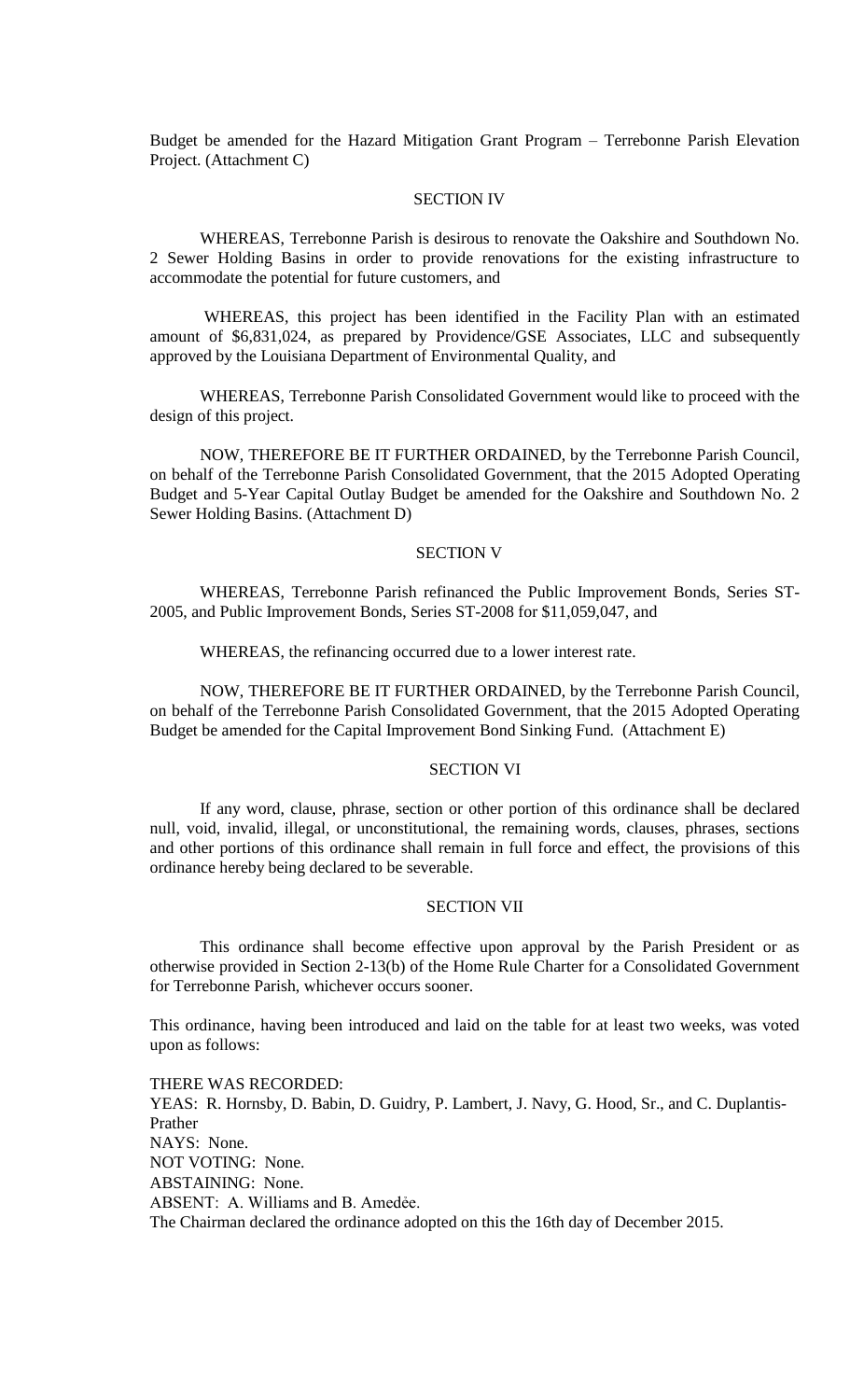Budget be amended for the Hazard Mitigation Grant Program – Terrebonne Parish Elevation Project. (Attachment C)

SECTION IV

WHEREAS, Terrebonne Parish is desirous to renovate the Oakshire and Southdown No. 2 Sewer Holding Basins in order to provide renovations for the existing infrastructure to accommodate the potential for future customers, and

WHEREAS, this project has been identified in the Facility Plan with an estimated amount of $6,831,024, as prepared by Providence/GSE Associates, LLC and subsequently approved by the Louisiana Department of Environmental Quality, and

WHEREAS, Terrebonne Parish Consolidated Government would like to proceed with the design of this project.

NOW, THEREFORE BE IT FURTHER ORDAINED, by the Terrebonne Parish Council, on behalf of the Terrebonne Parish Consolidated Government, that the 2015 Adopted Operating Budget and 5-Year Capital Outlay Budget be amended for the Oakshire and Southdown No. 2 Sewer Holding Basins. (Attachment D)

SECTION V

WHEREAS, Terrebonne Parish refinanced the Public Improvement Bonds, Series ST-2005, and Public Improvement Bonds, Series ST-2008 for $11,059,047, and

WHEREAS, the refinancing occurred due to a lower interest rate.

NOW, THEREFORE BE IT FURTHER ORDAINED, by the Terrebonne Parish Council, on behalf of the Terrebonne Parish Consolidated Government, that the 2015 Adopted Operating Budget be amended for the Capital Improvement Bond Sinking Fund. (Attachment E)

SECTION VI

If any word, clause, phrase, section or other portion of this ordinance shall be declared null, void, invalid, illegal, or unconstitutional, the remaining words, clauses, phrases, sections and other portions of this ordinance shall remain in full force and effect, the provisions of this ordinance hereby being declared to be severable.

SECTION VII

This ordinance shall become effective upon approval by the Parish President or as otherwise provided in Section 2-13(b) of the Home Rule Charter for a Consolidated Government for Terrebonne Parish, whichever occurs sooner.

This ordinance, having been introduced and laid on the table for at least two weeks, was voted upon as follows:

THERE WAS RECORDED:
YEAS: R. Hornsby, D. Babin, D. Guidry, P. Lambert, J. Navy, G. Hood, Sr., and C. Duplantis-Prather
NAYS: None.
NOT VOTING: None.
ABSTAINING: None.
ABSENT: A. Williams and B. Amedée.
The Chairman declared the ordinance adopted on this the 16th day of December 2015.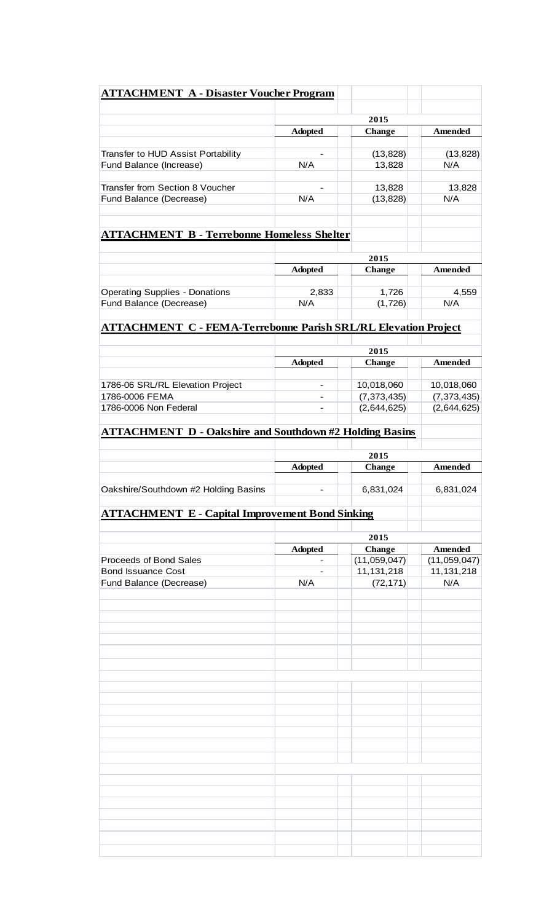## ATTACHMENT A - Disaster Voucher Program

| | 2015 | | |
|---|---|---|---|
| | Adopted | Change | Amended |
| Transfer to HUD Assist Portability | - | (13,828) | (13,828) |
| Fund Balance (Increase) | N/A | 13,828 | N/A |
| Transfer from Section 8 Voucher | - | 13,828 | 13,828 |
| Fund Balance (Decrease) | N/A | (13,828) | N/A |

## ATTACHMENT B - Terrebonne Homeless Shelter

| | 2015 | | |
|---|---|---|---|
| | Adopted | Change | Amended |
| Operating Supplies - Donations | 2,833 | 1,726 | 4,559 |
| Fund Balance (Decrease) | N/A | (1,726) | N/A |

## ATTACHMENT C - FEMA-Terrebonne Parish SRL/RL Elevation Project

| | 2015 | | |
|---|---|---|---|
| | Adopted | Change | Amended |
| 1786-06 SRL/RL Elevation Project | - | 10,018,060 | 10,018,060 |
| 1786-0006 FEMA | - | (7,373,435) | (7,373,435) |
| 1786-0006 Non Federal | - | (2,644,625) | (2,644,625) |

## ATTACHMENT D - Oakshire and Southdown #2 Holding Basins

| | 2015 | | |
|---|---|---|---|
| | Adopted | Change | Amended |
| Oakshire/Southdown #2 Holding Basins | - | 6,831,024 | 6,831,024 |

## ATTACHMENT E - Capital Improvement Bond Sinking

| | 2015 | | |
|---|---|---|---|
| | Adopted | Change | Amended |
| Proceeds of Bond Sales | - | (11,059,047) | (11,059,047) |
| Bond Issuance Cost | - | 11,131,218 | 11,131,218 |
| Fund Balance (Decrease) | N/A | (72,171) | N/A |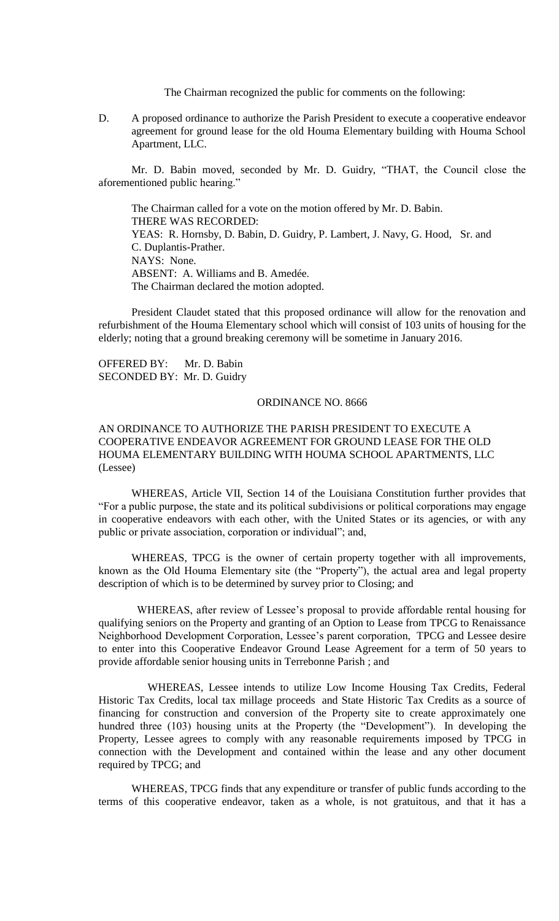The Chairman recognized the public for comments on the following:

D. A proposed ordinance to authorize the Parish President to execute a cooperative endeavor agreement for ground lease for the old Houma Elementary building with Houma School Apartment, LLC.

Mr. D. Babin moved, seconded by Mr. D. Guidry, "THAT, the Council close the aforementioned public hearing."

The Chairman called for a vote on the motion offered by Mr. D. Babin.
THERE WAS RECORDED:
YEAS: R. Hornsby, D. Babin, D. Guidry, P. Lambert, J. Navy, G. Hood, Sr. and C. Duplantis-Prather.
NAYS: None.
ABSENT: A. Williams and B. Amedée.
The Chairman declared the motion adopted.

President Claudet stated that this proposed ordinance will allow for the renovation and refurbishment of the Houma Elementary school which will consist of 103 units of housing for the elderly; noting that a ground breaking ceremony will be sometime in January 2016.

OFFERED BY: Mr. D. Babin
SECONDED BY: Mr. D. Guidry

ORDINANCE NO. 8666

AN ORDINANCE TO AUTHORIZE THE PARISH PRESIDENT TO EXECUTE A COOPERATIVE ENDEAVOR AGREEMENT FOR GROUND LEASE FOR THE OLD HOUMA ELEMENTARY BUILDING WITH HOUMA SCHOOL APARTMENTS, LLC (Lessee)

WHEREAS, Article VII, Section 14 of the Louisiana Constitution further provides that "For a public purpose, the state and its political subdivisions or political corporations may engage in cooperative endeavors with each other, with the United States or its agencies, or with any public or private association, corporation or individual"; and,

WHEREAS, TPCG is the owner of certain property together with all improvements, known as the Old Houma Elementary site (the "Property"), the actual area and legal property description of which is to be determined by survey prior to Closing; and

WHEREAS, after review of Lessee's proposal to provide affordable rental housing for qualifying seniors on the Property and granting of an Option to Lease from TPCG to Renaissance Neighborhood Development Corporation, Lessee's parent corporation, TPCG and Lessee desire to enter into this Cooperative Endeavor Ground Lease Agreement for a term of 50 years to provide affordable senior housing units in Terrebonne Parish ; and

WHEREAS, Lessee intends to utilize Low Income Housing Tax Credits, Federal Historic Tax Credits, local tax millage proceeds and State Historic Tax Credits as a source of financing for construction and conversion of the Property site to create approximately one hundred three (103) housing units at the Property (the "Development"). In developing the Property, Lessee agrees to comply with any reasonable requirements imposed by TPCG in connection with the Development and contained within the lease and any other document required by TPCG; and

WHEREAS, TPCG finds that any expenditure or transfer of public funds according to the terms of this cooperative endeavor, taken as a whole, is not gratuitous, and that it has a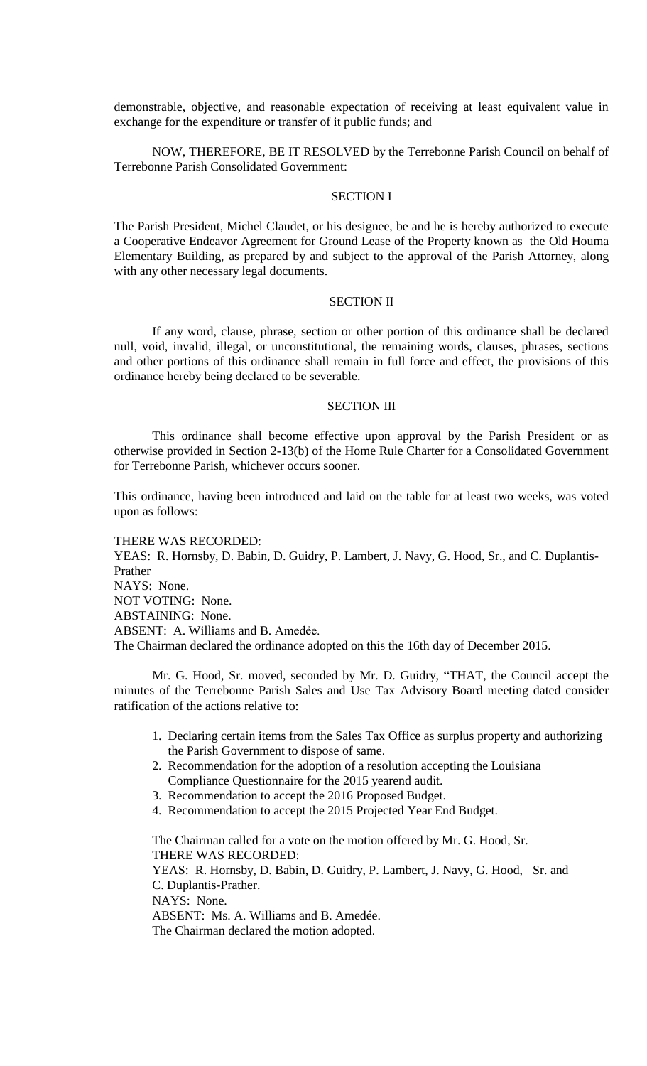demonstrable, objective, and reasonable expectation of receiving at least equivalent value in exchange for the expenditure or transfer of it public funds; and

NOW, THEREFORE, BE IT RESOLVED by the Terrebonne Parish Council on behalf of Terrebonne Parish Consolidated Government:

SECTION I

The Parish President, Michel Claudet, or his designee, be and he is hereby authorized to execute a Cooperative Endeavor Agreement for Ground Lease of the Property known as the Old Houma Elementary Building, as prepared by and subject to the approval of the Parish Attorney, along with any other necessary legal documents.

SECTION II

If any word, clause, phrase, section or other portion of this ordinance shall be declared null, void, invalid, illegal, or unconstitutional, the remaining words, clauses, phrases, sections and other portions of this ordinance shall remain in full force and effect, the provisions of this ordinance hereby being declared to be severable.

SECTION III

This ordinance shall become effective upon approval by the Parish President or as otherwise provided in Section 2-13(b) of the Home Rule Charter for a Consolidated Government for Terrebonne Parish, whichever occurs sooner.

This ordinance, having been introduced and laid on the table for at least two weeks, was voted upon as follows:

THERE WAS RECORDED:
YEAS: R. Hornsby, D. Babin, D. Guidry, P. Lambert, J. Navy, G. Hood, Sr., and C. Duplantis-Prather
NAYS: None.
NOT VOTING: None.
ABSTAINING: None.
ABSENT: A. Williams and B. Amedée.
The Chairman declared the ordinance adopted on this the 16th day of December 2015.

Mr. G. Hood, Sr. moved, seconded by Mr. D. Guidry, "THAT, the Council accept the minutes of the Terrebonne Parish Sales and Use Tax Advisory Board meeting dated consider ratification of the actions relative to:

1. Declaring certain items from the Sales Tax Office as surplus property and authorizing the Parish Government to dispose of same.
2. Recommendation for the adoption of a resolution accepting the Louisiana Compliance Questionnaire for the 2015 yearend audit.
3. Recommendation to accept the 2016 Proposed Budget.
4. Recommendation to accept the 2015 Projected Year End Budget.

The Chairman called for a vote on the motion offered by Mr. G. Hood, Sr.
THERE WAS RECORDED:
YEAS: R. Hornsby, D. Babin, D. Guidry, P. Lambert, J. Navy, G. Hood, Sr. and C. Duplantis-Prather.
NAYS: None.
ABSENT: Ms. A. Williams and B. Amedée.
The Chairman declared the motion adopted.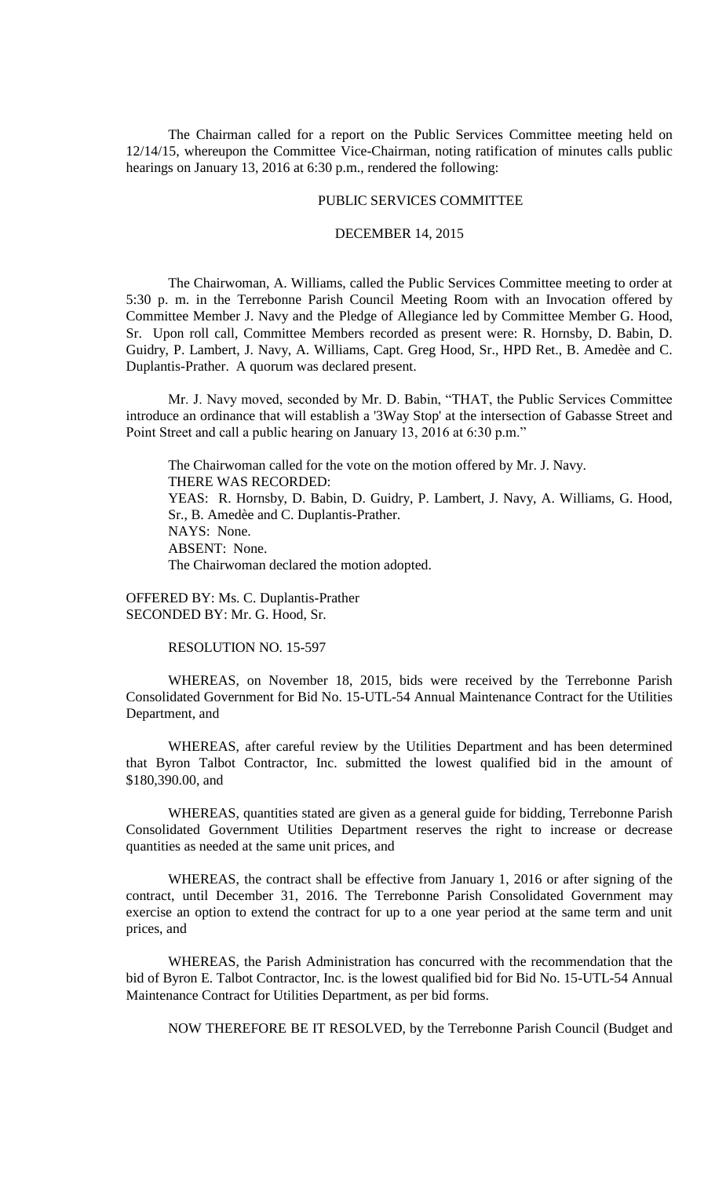The Chairman called for a report on the Public Services Committee meeting held on 12/14/15, whereupon the Committee Vice-Chairman, noting ratification of minutes calls public hearings on January 13, 2016 at 6:30 p.m., rendered the following:

PUBLIC SERVICES COMMITTEE

DECEMBER 14, 2015

The Chairwoman, A. Williams, called the Public Services Committee meeting to order at 5:30 p. m. in the Terrebonne Parish Council Meeting Room with an Invocation offered by Committee Member J. Navy and the Pledge of Allegiance led by Committee Member G. Hood, Sr. Upon roll call, Committee Members recorded as present were: R. Hornsby, D. Babin, D. Guidry, P. Lambert, J. Navy, A. Williams, Capt. Greg Hood, Sr., HPD Ret., B. Amedèe and C. Duplantis-Prather. A quorum was declared present.

Mr. J. Navy moved, seconded by Mr. D. Babin, "THAT, the Public Services Committee introduce an ordinance that will establish a '3Way Stop' at the intersection of Gabasse Street and Point Street and call a public hearing on January 13, 2016 at 6:30 p.m."

The Chairwoman called for the vote on the motion offered by Mr. J. Navy.
THERE WAS RECORDED:
YEAS: R. Hornsby, D. Babin, D. Guidry, P. Lambert, J. Navy, A. Williams, G. Hood, Sr., B. Amedèe and C. Duplantis-Prather.
NAYS: None.
ABSENT: None.
The Chairwoman declared the motion adopted.

OFFERED BY: Ms. C. Duplantis-Prather
SECONDED BY: Mr. G. Hood, Sr.

RESOLUTION NO. 15-597

WHEREAS, on November 18, 2015, bids were received by the Terrebonne Parish Consolidated Government for Bid No. 15-UTL-54 Annual Maintenance Contract for the Utilities Department, and

WHEREAS, after careful review by the Utilities Department and has been determined that Byron Talbot Contractor, Inc. submitted the lowest qualified bid in the amount of $180,390.00, and

WHEREAS, quantities stated are given as a general guide for bidding, Terrebonne Parish Consolidated Government Utilities Department reserves the right to increase or decrease quantities as needed at the same unit prices, and

WHEREAS, the contract shall be effective from January 1, 2016 or after signing of the contract, until December 31, 2016. The Terrebonne Parish Consolidated Government may exercise an option to extend the contract for up to a one year period at the same term and unit prices, and

WHEREAS, the Parish Administration has concurred with the recommendation that the bid of Byron E. Talbot Contractor, Inc. is the lowest qualified bid for Bid No. 15-UTL-54 Annual Maintenance Contract for Utilities Department, as per bid forms.

NOW THEREFORE BE IT RESOLVED, by the Terrebonne Parish Council (Budget and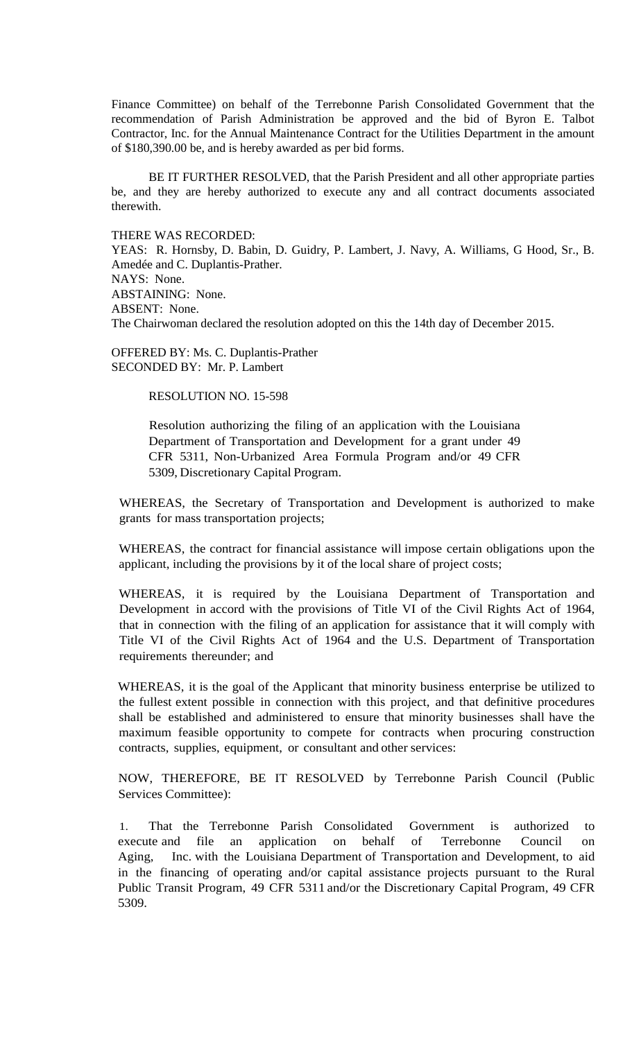Finance Committee) on behalf of the Terrebonne Parish Consolidated Government that the recommendation of Parish Administration be approved and the bid of Byron E. Talbot Contractor, Inc. for the Annual Maintenance Contract for the Utilities Department in the amount of $180,390.00 be, and is hereby awarded as per bid forms.

BE IT FURTHER RESOLVED, that the Parish President and all other appropriate parties be, and they are hereby authorized to execute any and all contract documents associated therewith.

THERE WAS RECORDED:
YEAS: R. Hornsby, D. Babin, D. Guidry, P. Lambert, J. Navy, A. Williams, G Hood, Sr., B. Amedée and C. Duplantis-Prather.
NAYS: None.
ABSTAINING: None.
ABSENT: None.
The Chairwoman declared the resolution adopted on this the 14th day of December 2015.

OFFERED BY: Ms. C. Duplantis-Prather
SECONDED BY: Mr. P. Lambert

RESOLUTION NO. 15-598

Resolution authorizing the filing of an application with the Louisiana Department of Transportation and Development for a grant under 49 CFR 5311, Non-Urbanized Area Formula Program and/or 49 CFR 5309, Discretionary Capital Program.

WHEREAS, the Secretary of Transportation and Development is authorized to make grants for mass transportation projects;

WHEREAS, the contract for financial assistance will impose certain obligations upon the applicant, including the provisions by it of the local share of project costs;

WHEREAS, it is required by the Louisiana Department of Transportation and Development in accord with the provisions of Title VI of the Civil Rights Act of 1964, that in connection with the filing of an application for assistance that it will comply with Title VI of the Civil Rights Act of 1964 and the U.S. Department of Transportation requirements thereunder; and

WHEREAS, it is the goal of the Applicant that minority business enterprise be utilized to the fullest extent possible in connection with this project, and that definitive procedures shall be established and administered to ensure that minority businesses shall have the maximum feasible opportunity to compete for contracts when procuring construction contracts, supplies, equipment, or consultant and other services:

NOW, THEREFORE, BE IT RESOLVED by Terrebonne Parish Council (Public Services Committee):

1. That the Terrebonne Parish Consolidated Government is authorized to execute and file an application on behalf of Terrebonne Council on Aging, Inc. with the Louisiana Department of Transportation and Development, to aid in the financing of operating and/or capital assistance projects pursuant to the Rural Public Transit Program, 49 CFR 5311 and/or the Discretionary Capital Program, 49 CFR 5309.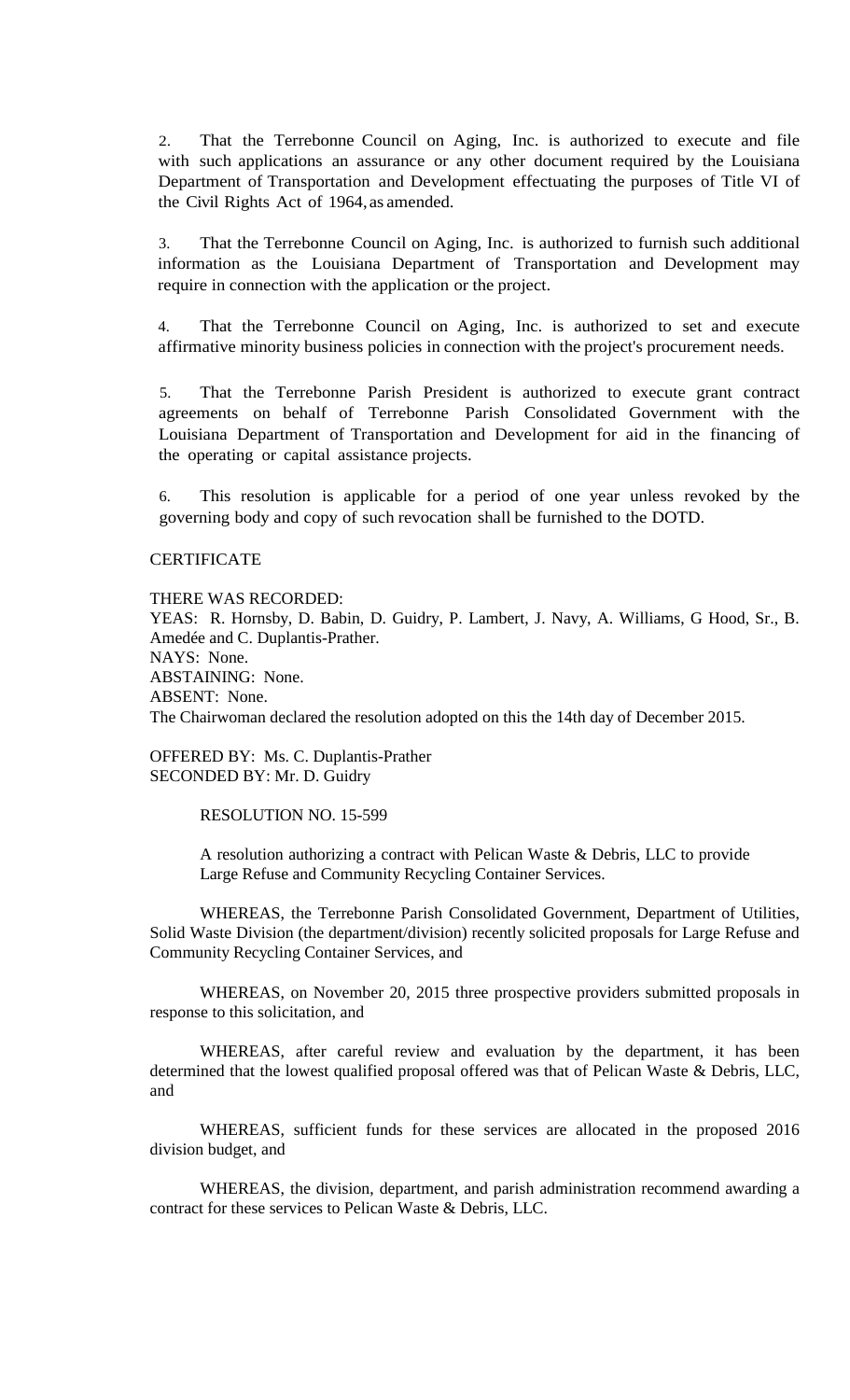2. That the Terrebonne Council on Aging, Inc. is authorized to execute and file with such applications an assurance or any other document required by the Louisiana Department of Transportation and Development effectuating the purposes of Title VI of the Civil Rights Act of 1964, as amended.

3. That the Terrebonne Council on Aging, Inc. is authorized to furnish such additional information as the Louisiana Department of Transportation and Development may require in connection with the application or the project.

4. That the Terrebonne Council on Aging, Inc. is authorized to set and execute affirmative minority business policies in connection with the project's procurement needs.

5. That the Terrebonne Parish President is authorized to execute grant contract agreements on behalf of Terrebonne Parish Consolidated Government with the Louisiana Department of Transportation and Development for aid in the financing of the operating or capital assistance projects.

6. This resolution is applicable for a period of one year unless revoked by the governing body and copy of such revocation shall be furnished to the DOTD.

CERTIFICATE

THERE WAS RECORDED:
YEAS: R. Hornsby, D. Babin, D. Guidry, P. Lambert, J. Navy, A. Williams, G Hood, Sr., B. Amedée and C. Duplantis-Prather.
NAYS: None.
ABSTAINING: None.
ABSENT: None.
The Chairwoman declared the resolution adopted on this the 14th day of December 2015.

OFFERED BY: Ms. C. Duplantis-Prather
SECONDED BY: Mr. D. Guidry

RESOLUTION NO. 15-599

A resolution authorizing a contract with Pelican Waste & Debris, LLC to provide Large Refuse and Community Recycling Container Services.

WHEREAS, the Terrebonne Parish Consolidated Government, Department of Utilities, Solid Waste Division (the department/division) recently solicited proposals for Large Refuse and Community Recycling Container Services, and

WHEREAS, on November 20, 2015 three prospective providers submitted proposals in response to this solicitation, and

WHEREAS, after careful review and evaluation by the department, it has been determined that the lowest qualified proposal offered was that of Pelican Waste & Debris, LLC, and

WHEREAS, sufficient funds for these services are allocated in the proposed 2016 division budget, and

WHEREAS, the division, department, and parish administration recommend awarding a contract for these services to Pelican Waste & Debris, LLC.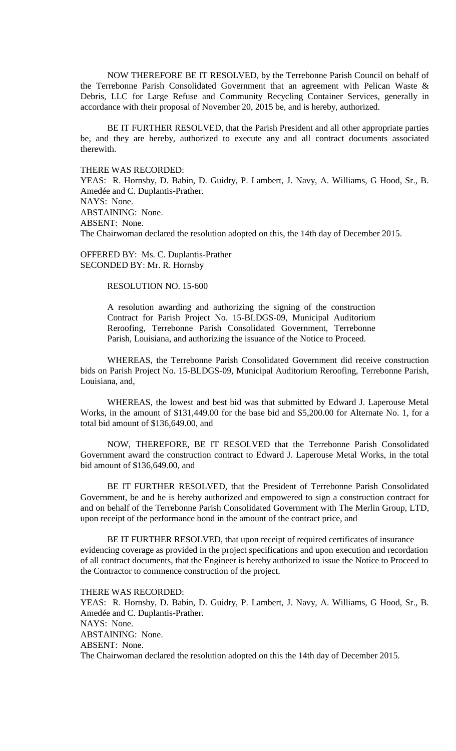NOW THEREFORE BE IT RESOLVED, by the Terrebonne Parish Council on behalf of the Terrebonne Parish Consolidated Government that an agreement with Pelican Waste & Debris, LLC for Large Refuse and Community Recycling Container Services, generally in accordance with their proposal of November 20, 2015 be, and is hereby, authorized.

BE IT FURTHER RESOLVED, that the Parish President and all other appropriate parties be, and they are hereby, authorized to execute any and all contract documents associated therewith.

THERE WAS RECORDED:
YEAS: R. Hornsby, D. Babin, D. Guidry, P. Lambert, J. Navy, A. Williams, G Hood, Sr., B. Amedée and C. Duplantis-Prather.
NAYS: None.
ABSTAINING: None.
ABSENT: None.
The Chairwoman declared the resolution adopted on this, the 14th day of December 2015.

OFFERED BY: Ms. C. Duplantis-Prather
SECONDED BY: Mr. R. Hornsby

RESOLUTION NO. 15-600

A resolution awarding and authorizing the signing of the construction Contract for Parish Project No. 15-BLDGS-09, Municipal Auditorium Reroofing, Terrebonne Parish Consolidated Government, Terrebonne Parish, Louisiana, and authorizing the issuance of the Notice to Proceed.

WHEREAS, the Terrebonne Parish Consolidated Government did receive construction bids on Parish Project No. 15-BLDGS-09, Municipal Auditorium Reroofing, Terrebonne Parish, Louisiana, and,

WHEREAS, the lowest and best bid was that submitted by Edward J. Laperouse Metal Works, in the amount of $131,449.00 for the base bid and $5,200.00 for Alternate No. 1, for a total bid amount of $136,649.00, and

NOW, THEREFORE, BE IT RESOLVED that the Terrebonne Parish Consolidated Government award the construction contract to Edward J. Laperouse Metal Works, in the total bid amount of $136,649.00, and

BE IT FURTHER RESOLVED, that the President of Terrebonne Parish Consolidated Government, be and he is hereby authorized and empowered to sign a construction contract for and on behalf of the Terrebonne Parish Consolidated Government with The Merlin Group, LTD, upon receipt of the performance bond in the amount of the contract price, and

BE IT FURTHER RESOLVED, that upon receipt of required certificates of insurance evidencing coverage as provided in the project specifications and upon execution and recordation of all contract documents, that the Engineer is hereby authorized to issue the Notice to Proceed to the Contractor to commence construction of the project.

THERE WAS RECORDED:
YEAS: R. Hornsby, D. Babin, D. Guidry, P. Lambert, J. Navy, A. Williams, G Hood, Sr., B. Amedée and C. Duplantis-Prather.
NAYS: None.
ABSTAINING: None.
ABSENT: None.
The Chairwoman declared the resolution adopted on this the 14th day of December 2015.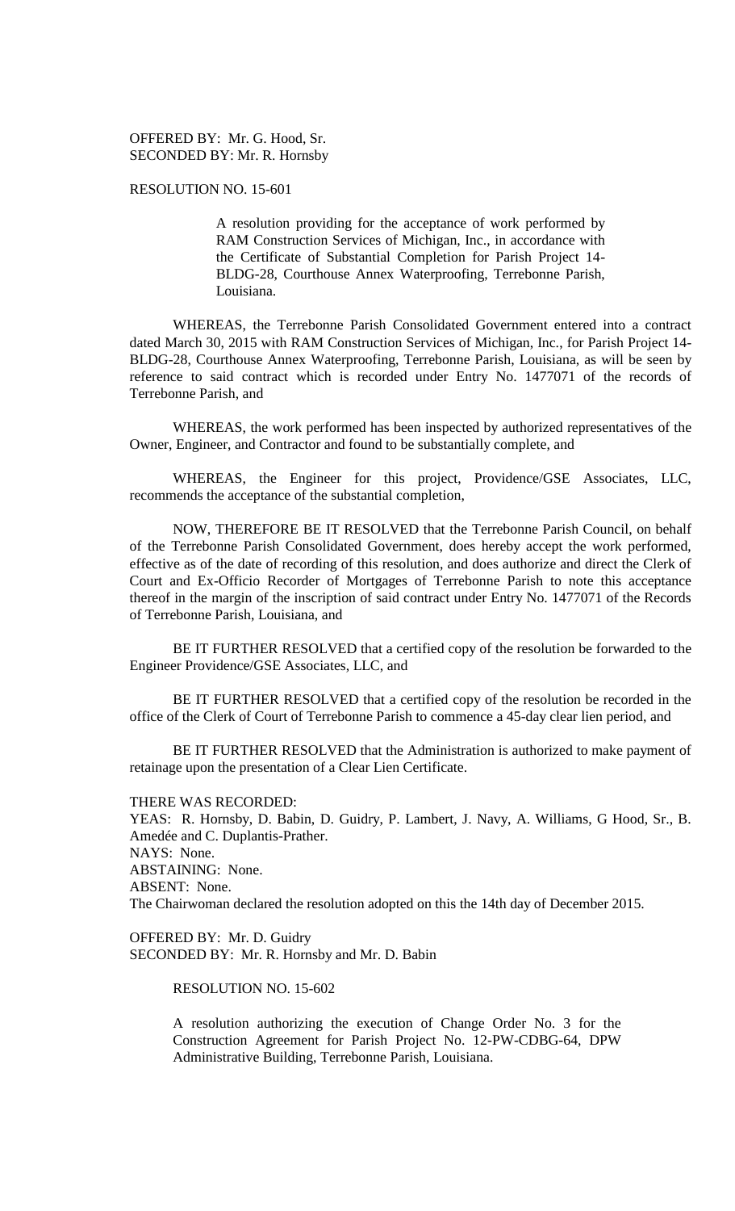OFFERED BY: Mr. G. Hood, Sr.
SECONDED BY: Mr. R. Hornsby

RESOLUTION NO. 15-601

> A resolution providing for the acceptance of work performed by RAM Construction Services of Michigan, Inc., in accordance with the Certificate of Substantial Completion for Parish Project 14-BLDG-28, Courthouse Annex Waterproofing, Terrebonne Parish, Louisiana.

WHEREAS, the Terrebonne Parish Consolidated Government entered into a contract dated March 30, 2015 with RAM Construction Services of Michigan, Inc., for Parish Project 14-BLDG-28, Courthouse Annex Waterproofing, Terrebonne Parish, Louisiana, as will be seen by reference to said contract which is recorded under Entry No. 1477071 of the records of Terrebonne Parish, and

WHEREAS, the work performed has been inspected by authorized representatives of the Owner, Engineer, and Contractor and found to be substantially complete, and

WHEREAS, the Engineer for this project, Providence/GSE Associates, LLC, recommends the acceptance of the substantial completion,

NOW, THEREFORE BE IT RESOLVED that the Terrebonne Parish Council, on behalf of the Terrebonne Parish Consolidated Government, does hereby accept the work performed, effective as of the date of recording of this resolution, and does authorize and direct the Clerk of Court and Ex-Officio Recorder of Mortgages of Terrebonne Parish to note this acceptance thereof in the margin of the inscription of said contract under Entry No. 1477071 of the Records of Terrebonne Parish, Louisiana, and

BE IT FURTHER RESOLVED that a certified copy of the resolution be forwarded to the Engineer Providence/GSE Associates, LLC, and

BE IT FURTHER RESOLVED that a certified copy of the resolution be recorded in the office of the Clerk of Court of Terrebonne Parish to commence a 45-day clear lien period, and

BE IT FURTHER RESOLVED that the Administration is authorized to make payment of retainage upon the presentation of a Clear Lien Certificate.

THERE WAS RECORDED:
YEAS: R. Hornsby, D. Babin, D. Guidry, P. Lambert, J. Navy, A. Williams, G Hood, Sr., B. Amedée and C. Duplantis-Prather.
NAYS: None.
ABSTAINING: None.
ABSENT: None.
The Chairwoman declared the resolution adopted on this the 14th day of December 2015.

OFFERED BY: Mr. D. Guidry
SECONDED BY: Mr. R. Hornsby and Mr. D. Babin

RESOLUTION NO. 15-602

> A resolution authorizing the execution of Change Order No. 3 for the Construction Agreement for Parish Project No. 12-PW-CDBG-64, DPW Administrative Building, Terrebonne Parish, Louisiana.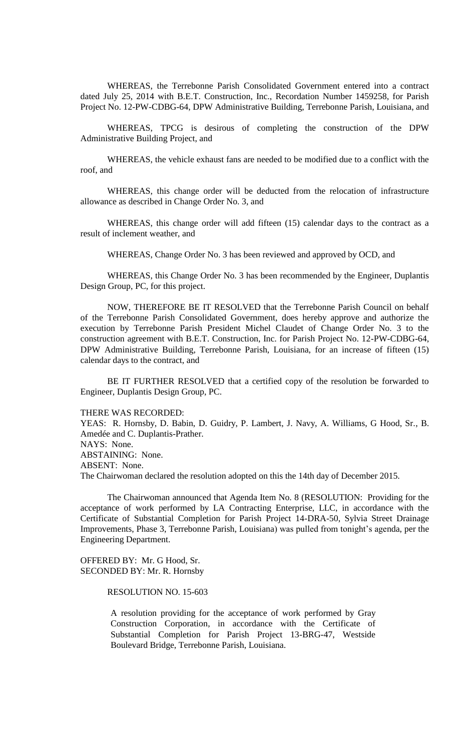WHEREAS, the Terrebonne Parish Consolidated Government entered into a contract dated July 25, 2014 with B.E.T. Construction, Inc., Recordation Number 1459258, for Parish Project No. 12-PW-CDBG-64, DPW Administrative Building, Terrebonne Parish, Louisiana, and

WHEREAS, TPCG is desirous of completing the construction of the DPW Administrative Building Project, and

WHEREAS, the vehicle exhaust fans are needed to be modified due to a conflict with the roof, and

WHEREAS, this change order will be deducted from the relocation of infrastructure allowance as described in Change Order No. 3, and

WHEREAS, this change order will add fifteen (15) calendar days to the contract as a result of inclement weather, and

WHEREAS, Change Order No. 3 has been reviewed and approved by OCD, and

WHEREAS, this Change Order No. 3 has been recommended by the Engineer, Duplantis Design Group, PC, for this project.

NOW, THEREFORE BE IT RESOLVED that the Terrebonne Parish Council on behalf of the Terrebonne Parish Consolidated Government, does hereby approve and authorize the execution by Terrebonne Parish President Michel Claudet of Change Order No. 3 to the construction agreement with B.E.T. Construction, Inc. for Parish Project No. 12-PW-CDBG-64, DPW Administrative Building, Terrebonne Parish, Louisiana, for an increase of fifteen (15) calendar days to the contract, and

BE IT FURTHER RESOLVED that a certified copy of the resolution be forwarded to Engineer, Duplantis Design Group, PC.

THERE WAS RECORDED:
YEAS: R. Hornsby, D. Babin, D. Guidry, P. Lambert, J. Navy, A. Williams, G Hood, Sr., B. Amedée and C. Duplantis-Prather.
NAYS: None.
ABSTAINING: None.
ABSENT: None.
The Chairwoman declared the resolution adopted on this the 14th day of December 2015.

The Chairwoman announced that Agenda Item No. 8 (RESOLUTION: Providing for the acceptance of work performed by LA Contracting Enterprise, LLC, in accordance with the Certificate of Substantial Completion for Parish Project 14-DRA-50, Sylvia Street Drainage Improvements, Phase 3, Terrebonne Parish, Louisiana) was pulled from tonight's agenda, per the Engineering Department.

OFFERED BY: Mr. G Hood, Sr.
SECONDED BY: Mr. R. Hornsby

RESOLUTION NO. 15-603

A resolution providing for the acceptance of work performed by Gray Construction Corporation, in accordance with the Certificate of Substantial Completion for Parish Project 13-BRG-47, Westside Boulevard Bridge, Terrebonne Parish, Louisiana.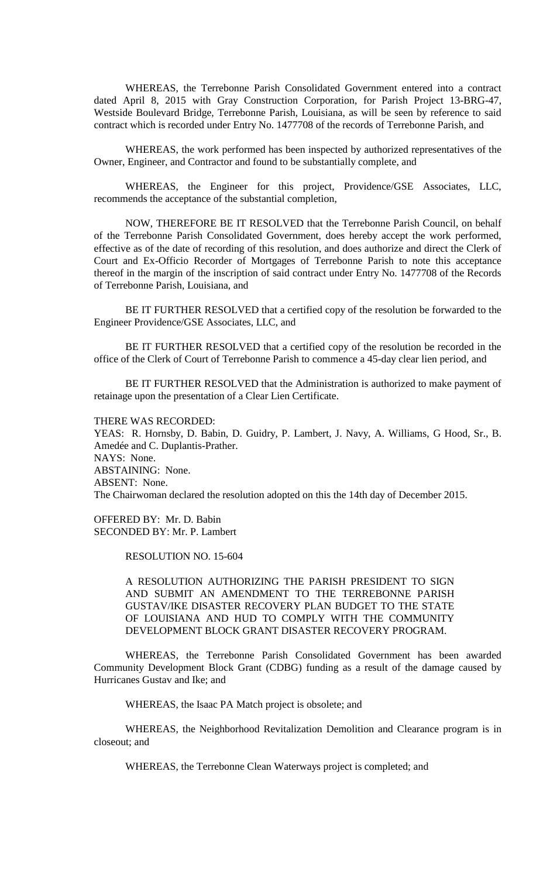WHEREAS, the Terrebonne Parish Consolidated Government entered into a contract dated April 8, 2015 with Gray Construction Corporation, for Parish Project 13-BRG-47, Westside Boulevard Bridge, Terrebonne Parish, Louisiana, as will be seen by reference to said contract which is recorded under Entry No. 1477708 of the records of Terrebonne Parish, and

WHEREAS, the work performed has been inspected by authorized representatives of the Owner, Engineer, and Contractor and found to be substantially complete, and

WHEREAS, the Engineer for this project, Providence/GSE Associates, LLC, recommends the acceptance of the substantial completion,

NOW, THEREFORE BE IT RESOLVED that the Terrebonne Parish Council, on behalf of the Terrebonne Parish Consolidated Government, does hereby accept the work performed, effective as of the date of recording of this resolution, and does authorize and direct the Clerk of Court and Ex-Officio Recorder of Mortgages of Terrebonne Parish to note this acceptance thereof in the margin of the inscription of said contract under Entry No. 1477708 of the Records of Terrebonne Parish, Louisiana, and

BE IT FURTHER RESOLVED that a certified copy of the resolution be forwarded to the Engineer Providence/GSE Associates, LLC, and

BE IT FURTHER RESOLVED that a certified copy of the resolution be recorded in the office of the Clerk of Court of Terrebonne Parish to commence a 45-day clear lien period, and

BE IT FURTHER RESOLVED that the Administration is authorized to make payment of retainage upon the presentation of a Clear Lien Certificate.

THERE WAS RECORDED:
YEAS: R. Hornsby, D. Babin, D. Guidry, P. Lambert, J. Navy, A. Williams, G Hood, Sr., B. Amedée and C. Duplantis-Prather.
NAYS: None.
ABSTAINING: None.
ABSENT: None.
The Chairwoman declared the resolution adopted on this the 14th day of December 2015.

OFFERED BY: Mr. D. Babin
SECONDED BY: Mr. P. Lambert

RESOLUTION NO. 15-604

A RESOLUTION AUTHORIZING THE PARISH PRESIDENT TO SIGN AND SUBMIT AN AMENDMENT TO THE TERREBONNE PARISH GUSTAV/IKE DISASTER RECOVERY PLAN BUDGET TO THE STATE OF LOUISIANA AND HUD TO COMPLY WITH THE COMMUNITY DEVELOPMENT BLOCK GRANT DISASTER RECOVERY PROGRAM.

WHEREAS, the Terrebonne Parish Consolidated Government has been awarded Community Development Block Grant (CDBG) funding as a result of the damage caused by Hurricanes Gustav and Ike; and

WHEREAS, the Isaac PA Match project is obsolete; and

WHEREAS, the Neighborhood Revitalization Demolition and Clearance program is in closeout; and

WHEREAS, the Terrebonne Clean Waterways project is completed; and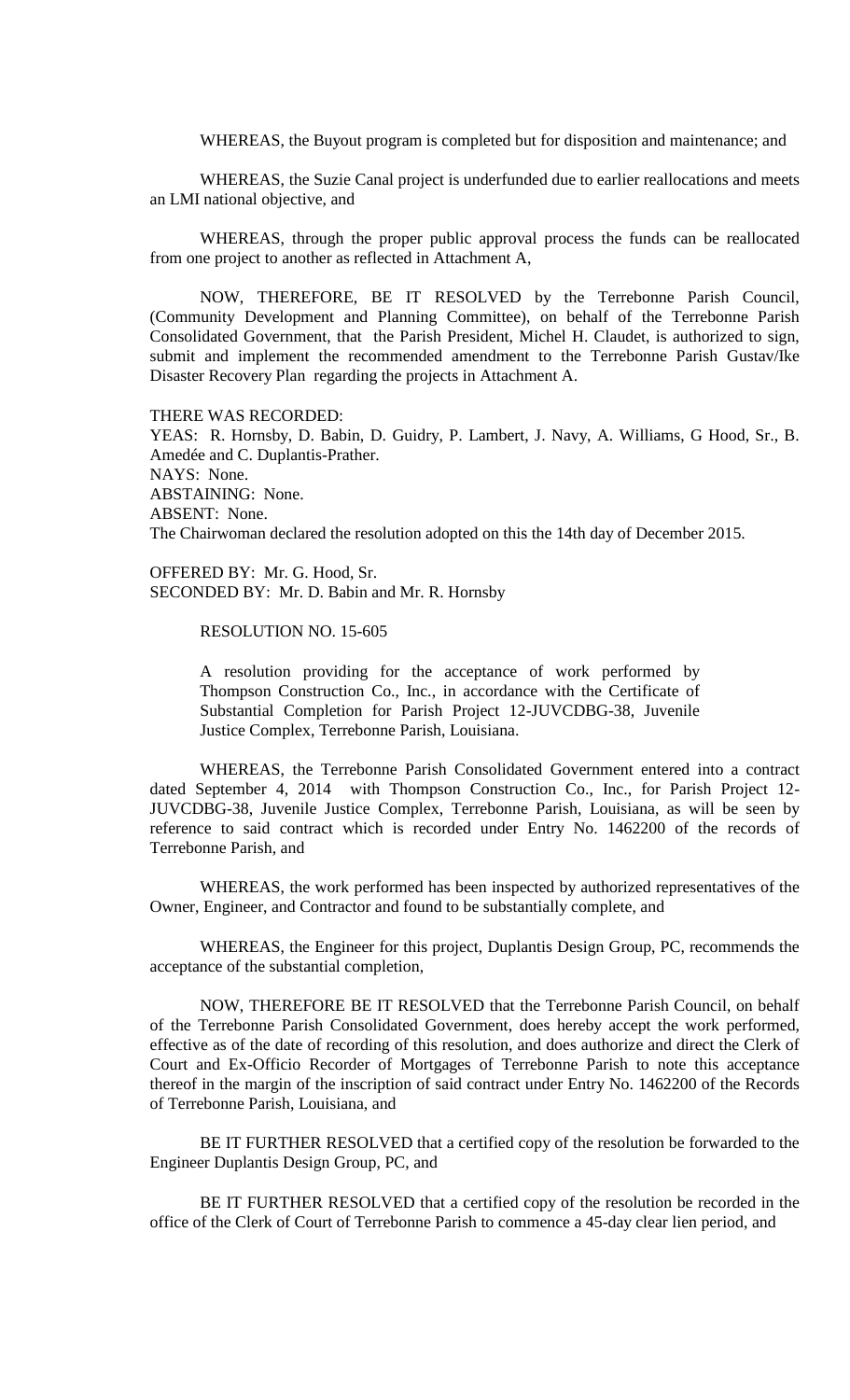WHEREAS, the Buyout program is completed but for disposition and maintenance; and

WHEREAS, the Suzie Canal project is underfunded due to earlier reallocations and meets an LMI national objective, and

WHEREAS, through the proper public approval process the funds can be reallocated from one project to another as reflected in Attachment A,

NOW, THEREFORE, BE IT RESOLVED by the Terrebonne Parish Council, (Community Development and Planning Committee), on behalf of the Terrebonne Parish Consolidated Government, that the Parish President, Michel H. Claudet, is authorized to sign, submit and implement the recommended amendment to the Terrebonne Parish Gustav/Ike Disaster Recovery Plan regarding the projects in Attachment A.

THERE WAS RECORDED:
YEAS: R. Hornsby, D. Babin, D. Guidry, P. Lambert, J. Navy, A. Williams, G Hood, Sr., B. Amedée and C. Duplantis-Prather.
NAYS: None.
ABSTAINING: None.
ABSENT: None.
The Chairwoman declared the resolution adopted on this the 14th day of December 2015.

OFFERED BY: Mr. G. Hood, Sr.
SECONDED BY: Mr. D. Babin and Mr. R. Hornsby

RESOLUTION NO. 15-605

A resolution providing for the acceptance of work performed by Thompson Construction Co., Inc., in accordance with the Certificate of Substantial Completion for Parish Project 12-JUVCDBG-38, Juvenile Justice Complex, Terrebonne Parish, Louisiana.

WHEREAS, the Terrebonne Parish Consolidated Government entered into a contract dated September 4, 2014 with Thompson Construction Co., Inc., for Parish Project 12-JUVCDBG-38, Juvenile Justice Complex, Terrebonne Parish, Louisiana, as will be seen by reference to said contract which is recorded under Entry No. 1462200 of the records of Terrebonne Parish, and

WHEREAS, the work performed has been inspected by authorized representatives of the Owner, Engineer, and Contractor and found to be substantially complete, and

WHEREAS, the Engineer for this project, Duplantis Design Group, PC, recommends the acceptance of the substantial completion,

NOW, THEREFORE BE IT RESOLVED that the Terrebonne Parish Council, on behalf of the Terrebonne Parish Consolidated Government, does hereby accept the work performed, effective as of the date of recording of this resolution, and does authorize and direct the Clerk of Court and Ex-Officio Recorder of Mortgages of Terrebonne Parish to note this acceptance thereof in the margin of the inscription of said contract under Entry No. 1462200 of the Records of Terrebonne Parish, Louisiana, and

BE IT FURTHER RESOLVED that a certified copy of the resolution be forwarded to the Engineer Duplantis Design Group, PC, and

BE IT FURTHER RESOLVED that a certified copy of the resolution be recorded in the office of the Clerk of Court of Terrebonne Parish to commence a 45-day clear lien period, and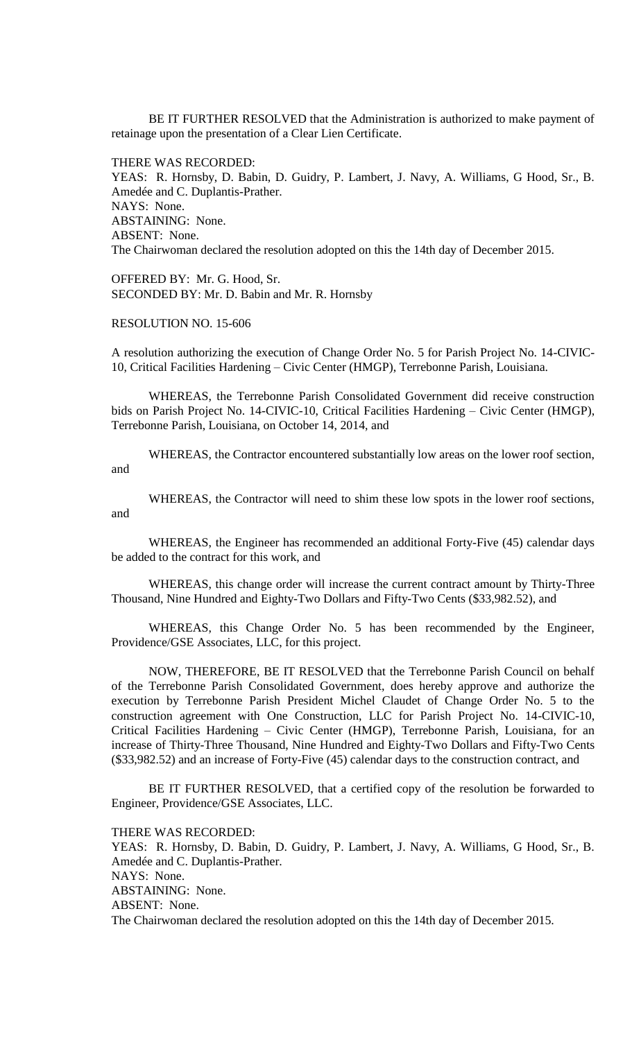BE IT FURTHER RESOLVED that the Administration is authorized to make payment of retainage upon the presentation of a Clear Lien Certificate.

THERE WAS RECORDED:
YEAS: R. Hornsby, D. Babin, D. Guidry, P. Lambert, J. Navy, A. Williams, G Hood, Sr., B. Amedée and C. Duplantis-Prather.
NAYS: None.
ABSTAINING: None.
ABSENT: None.
The Chairwoman declared the resolution adopted on this the 14th day of December 2015.

OFFERED BY: Mr. G. Hood, Sr.
SECONDED BY: Mr. D. Babin and Mr. R. Hornsby

RESOLUTION NO. 15-606

A resolution authorizing the execution of Change Order No. 5 for Parish Project No. 14-CIVIC-10, Critical Facilities Hardening – Civic Center (HMGP), Terrebonne Parish, Louisiana.

WHEREAS, the Terrebonne Parish Consolidated Government did receive construction bids on Parish Project No. 14-CIVIC-10, Critical Facilities Hardening – Civic Center (HMGP), Terrebonne Parish, Louisiana, on October 14, 2014, and

WHEREAS, the Contractor encountered substantially low areas on the lower roof section, and

WHEREAS, the Contractor will need to shim these low spots in the lower roof sections, and

WHEREAS, the Engineer has recommended an additional Forty-Five (45) calendar days be added to the contract for this work, and

WHEREAS, this change order will increase the current contract amount by Thirty-Three Thousand, Nine Hundred and Eighty-Two Dollars and Fifty-Two Cents ($33,982.52), and

WHEREAS, this Change Order No. 5 has been recommended by the Engineer, Providence/GSE Associates, LLC, for this project.

NOW, THEREFORE, BE IT RESOLVED that the Terrebonne Parish Council on behalf of the Terrebonne Parish Consolidated Government, does hereby approve and authorize the execution by Terrebonne Parish President Michel Claudet of Change Order No. 5 to the construction agreement with One Construction, LLC for Parish Project No. 14-CIVIC-10, Critical Facilities Hardening – Civic Center (HMGP), Terrebonne Parish, Louisiana, for an increase of Thirty-Three Thousand, Nine Hundred and Eighty-Two Dollars and Fifty-Two Cents ($33,982.52) and an increase of Forty-Five (45) calendar days to the construction contract, and

BE IT FURTHER RESOLVED, that a certified copy of the resolution be forwarded to Engineer, Providence/GSE Associates, LLC.

THERE WAS RECORDED:
YEAS: R. Hornsby, D. Babin, D. Guidry, P. Lambert, J. Navy, A. Williams, G Hood, Sr., B. Amedée and C. Duplantis-Prather.
NAYS: None.
ABSTAINING: None.
ABSENT: None.
The Chairwoman declared the resolution adopted on this the 14th day of December 2015.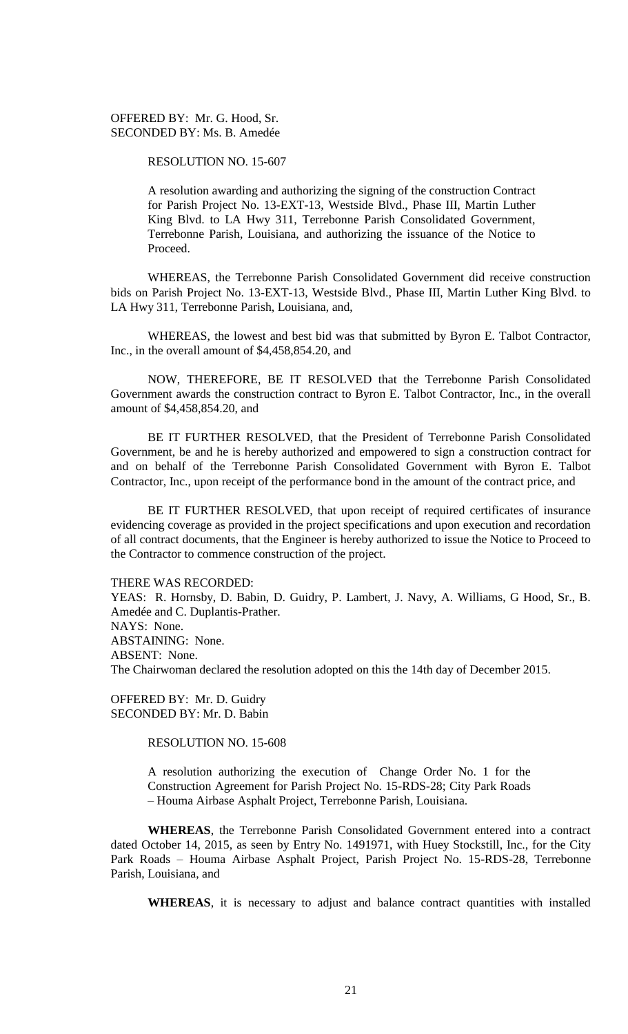OFFERED BY: Mr. G. Hood, Sr.
SECONDED BY: Ms. B. Amedée

RESOLUTION NO. 15-607

A resolution awarding and authorizing the signing of the construction Contract for Parish Project No. 13-EXT-13, Westside Blvd., Phase III, Martin Luther King Blvd. to LA Hwy 311, Terrebonne Parish Consolidated Government, Terrebonne Parish, Louisiana, and authorizing the issuance of the Notice to Proceed.

WHEREAS, the Terrebonne Parish Consolidated Government did receive construction bids on Parish Project No. 13-EXT-13, Westside Blvd., Phase III, Martin Luther King Blvd. to LA Hwy 311, Terrebonne Parish, Louisiana, and,

WHEREAS, the lowest and best bid was that submitted by Byron E. Talbot Contractor, Inc., in the overall amount of $4,458,854.20, and

NOW, THEREFORE, BE IT RESOLVED that the Terrebonne Parish Consolidated Government awards the construction contract to Byron E. Talbot Contractor, Inc., in the overall amount of $4,458,854.20, and

BE IT FURTHER RESOLVED, that the President of Terrebonne Parish Consolidated Government, be and he is hereby authorized and empowered to sign a construction contract for and on behalf of the Terrebonne Parish Consolidated Government with Byron E. Talbot Contractor, Inc., upon receipt of the performance bond in the amount of the contract price, and

BE IT FURTHER RESOLVED, that upon receipt of required certificates of insurance evidencing coverage as provided in the project specifications and upon execution and recordation of all contract documents, that the Engineer is hereby authorized to issue the Notice to Proceed to the Contractor to commence construction of the project.

THERE WAS RECORDED:
YEAS: R. Hornsby, D. Babin, D. Guidry, P. Lambert, J. Navy, A. Williams, G Hood, Sr., B. Amedée and C. Duplantis-Prather.
NAYS: None.
ABSTAINING: None.
ABSENT: None.
The Chairwoman declared the resolution adopted on this the 14th day of December 2015.

OFFERED BY: Mr. D. Guidry
SECONDED BY: Mr. D. Babin

RESOLUTION NO. 15-608

A resolution authorizing the execution of Change Order No. 1 for the Construction Agreement for Parish Project No. 15-RDS-28; City Park Roads – Houma Airbase Asphalt Project, Terrebonne Parish, Louisiana.

**WHEREAS**, the Terrebonne Parish Consolidated Government entered into a contract dated October 14, 2015, as seen by Entry No. 1491971, with Huey Stockstill, Inc., for the City Park Roads – Houma Airbase Asphalt Project, Parish Project No. 15-RDS-28, Terrebonne Parish, Louisiana, and

**WHEREAS**, it is necessary to adjust and balance contract quantities with installed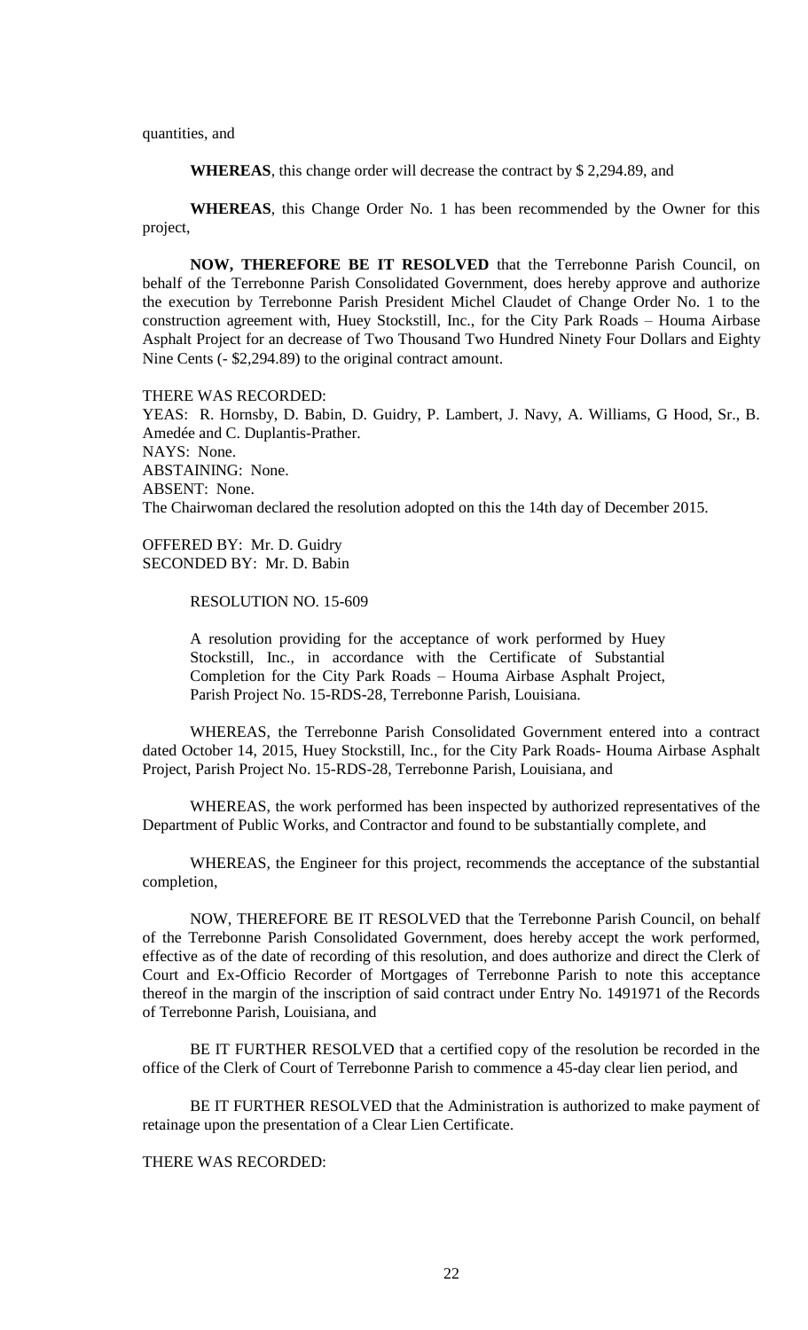quantities, and

**WHEREAS**, this change order will decrease the contract by $ 2,294.89, and

**WHEREAS**, this Change Order No. 1 has been recommended by the Owner for this project,

**NOW, THEREFORE BE IT RESOLVED** that the Terrebonne Parish Council, on behalf of the Terrebonne Parish Consolidated Government, does hereby approve and authorize the execution by Terrebonne Parish President Michel Claudet of Change Order No. 1 to the construction agreement with, Huey Stockstill, Inc., for the City Park Roads – Houma Airbase Asphalt Project for an decrease of Two Thousand Two Hundred Ninety Four Dollars and Eighty Nine Cents (- $2,294.89) to the original contract amount.

THERE WAS RECORDED:
YEAS: R. Hornsby, D. Babin, D. Guidry, P. Lambert, J. Navy, A. Williams, G Hood, Sr., B. Amedée and C. Duplantis-Prather.
NAYS: None.
ABSTAINING: None.
ABSENT: None.
The Chairwoman declared the resolution adopted on this the 14th day of December 2015.

OFFERED BY: Mr. D. Guidry
SECONDED BY: Mr. D. Babin

RESOLUTION NO. 15-609

A resolution providing for the acceptance of work performed by Huey Stockstill, Inc., in accordance with the Certificate of Substantial Completion for the City Park Roads – Houma Airbase Asphalt Project, Parish Project No. 15-RDS-28, Terrebonne Parish, Louisiana.

WHEREAS, the Terrebonne Parish Consolidated Government entered into a contract dated October 14, 2015, Huey Stockstill, Inc., for the City Park Roads- Houma Airbase Asphalt Project, Parish Project No. 15-RDS-28, Terrebonne Parish, Louisiana, and

WHEREAS, the work performed has been inspected by authorized representatives of the Department of Public Works, and Contractor and found to be substantially complete, and

WHEREAS, the Engineer for this project, recommends the acceptance of the substantial completion,

NOW, THEREFORE BE IT RESOLVED that the Terrebonne Parish Council, on behalf of the Terrebonne Parish Consolidated Government, does hereby accept the work performed, effective as of the date of recording of this resolution, and does authorize and direct the Clerk of Court and Ex-Officio Recorder of Mortgages of Terrebonne Parish to note this acceptance thereof in the margin of the inscription of said contract under Entry No. 1491971 of the Records of Terrebonne Parish, Louisiana, and

BE IT FURTHER RESOLVED that a certified copy of the resolution be recorded in the office of the Clerk of Court of Terrebonne Parish to commence a 45-day clear lien period, and

BE IT FURTHER RESOLVED that the Administration is authorized to make payment of retainage upon the presentation of a Clear Lien Certificate.

THERE WAS RECORDED: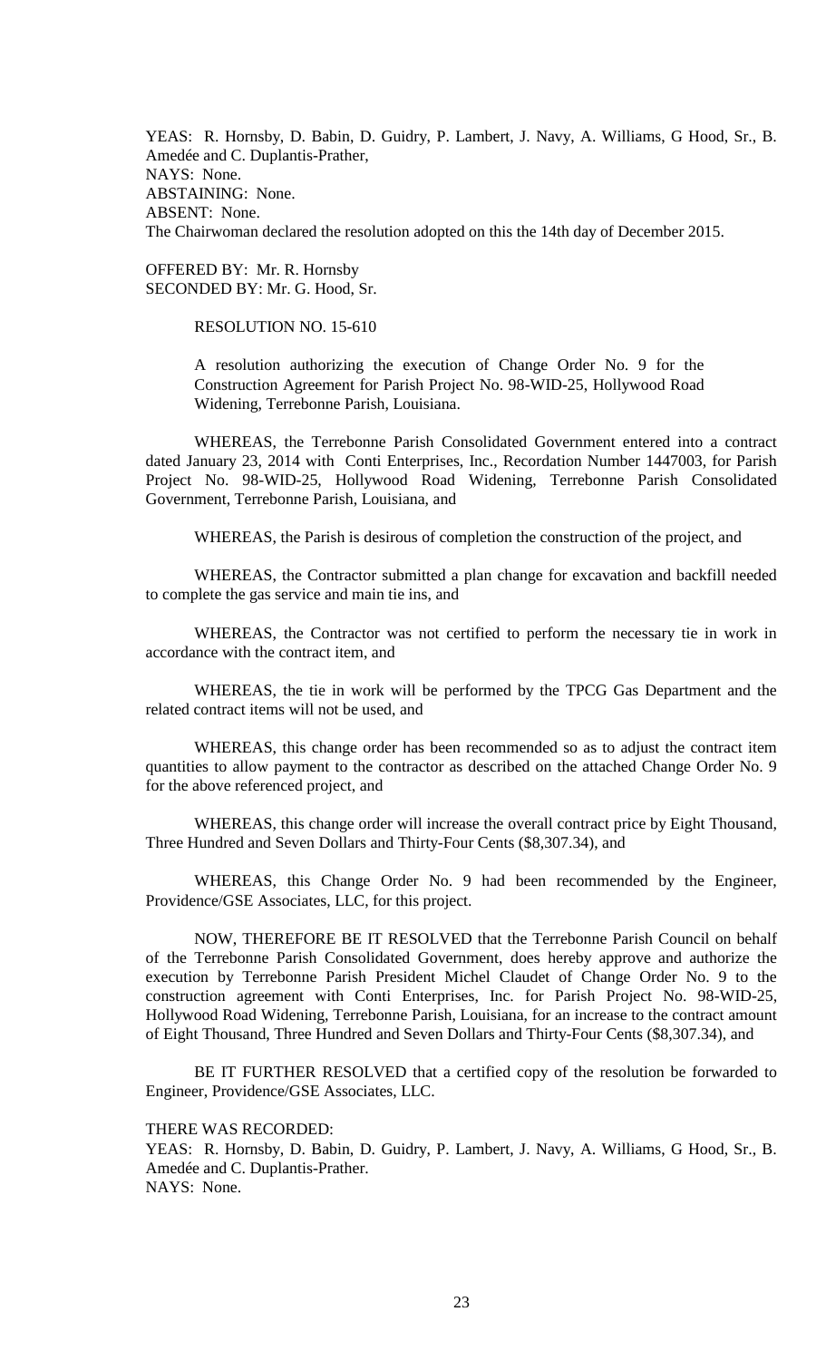YEAS: R. Hornsby, D. Babin, D. Guidry, P. Lambert, J. Navy, A. Williams, G Hood, Sr., B. Amedée and C. Duplantis-Prather,
NAYS: None.
ABSTAINING: None.
ABSENT: None.
The Chairwoman declared the resolution adopted on this the 14th day of December 2015.

OFFERED BY: Mr. R. Hornsby
SECONDED BY: Mr. G. Hood, Sr.

RESOLUTION NO. 15-610

A resolution authorizing the execution of Change Order No. 9 for the Construction Agreement for Parish Project No. 98-WID-25, Hollywood Road Widening, Terrebonne Parish, Louisiana.

WHEREAS, the Terrebonne Parish Consolidated Government entered into a contract dated January 23, 2014 with Conti Enterprises, Inc., Recordation Number 1447003, for Parish Project No. 98-WID-25, Hollywood Road Widening, Terrebonne Parish Consolidated Government, Terrebonne Parish, Louisiana, and

WHEREAS, the Parish is desirous of completion the construction of the project, and

WHEREAS, the Contractor submitted a plan change for excavation and backfill needed to complete the gas service and main tie ins, and

WHEREAS, the Contractor was not certified to perform the necessary tie in work in accordance with the contract item, and

WHEREAS, the tie in work will be performed by the TPCG Gas Department and the related contract items will not be used, and

WHEREAS, this change order has been recommended so as to adjust the contract item quantities to allow payment to the contractor as described on the attached Change Order No. 9 for the above referenced project, and

WHEREAS, this change order will increase the overall contract price by Eight Thousand, Three Hundred and Seven Dollars and Thirty-Four Cents ($8,307.34), and

WHEREAS, this Change Order No. 9 had been recommended by the Engineer, Providence/GSE Associates, LLC, for this project.

NOW, THEREFORE BE IT RESOLVED that the Terrebonne Parish Council on behalf of the Terrebonne Parish Consolidated Government, does hereby approve and authorize the execution by Terrebonne Parish President Michel Claudet of Change Order No. 9 to the construction agreement with Conti Enterprises, Inc. for Parish Project No. 98-WID-25, Hollywood Road Widening, Terrebonne Parish, Louisiana, for an increase to the contract amount of Eight Thousand, Three Hundred and Seven Dollars and Thirty-Four Cents ($8,307.34), and

BE IT FURTHER RESOLVED that a certified copy of the resolution be forwarded to Engineer, Providence/GSE Associates, LLC.

THERE WAS RECORDED:
YEAS: R. Hornsby, D. Babin, D. Guidry, P. Lambert, J. Navy, A. Williams, G Hood, Sr., B. Amedée and C. Duplantis-Prather.
NAYS: None.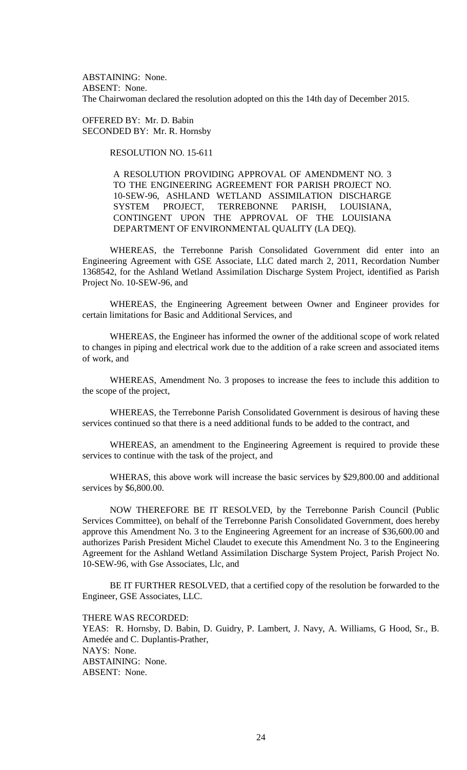ABSTAINING: None.
ABSENT: None.
The Chairwoman declared the resolution adopted on this the 14th day of December 2015.

OFFERED BY: Mr. D. Babin
SECONDED BY: Mr. R. Hornsby

RESOLUTION NO. 15-611

A RESOLUTION PROVIDING APPROVAL OF AMENDMENT NO. 3 TO THE ENGINEERING AGREEMENT FOR PARISH PROJECT NO. 10-SEW-96, ASHLAND WETLAND ASSIMILATION DISCHARGE SYSTEM PROJECT, TERREBONNE PARISH, LOUISIANA, CONTINGENT UPON THE APPROVAL OF THE LOUISIANA DEPARTMENT OF ENVIRONMENTAL QUALITY (LA DEQ).

WHEREAS, the Terrebonne Parish Consolidated Government did enter into an Engineering Agreement with GSE Associate, LLC dated march 2, 2011, Recordation Number 1368542, for the Ashland Wetland Assimilation Discharge System Project, identified as Parish Project No. 10-SEW-96, and

WHEREAS, the Engineering Agreement between Owner and Engineer provides for certain limitations for Basic and Additional Services, and

WHEREAS, the Engineer has informed the owner of the additional scope of work related to changes in piping and electrical work due to the addition of a rake screen and associated items of work, and

WHEREAS, Amendment No. 3 proposes to increase the fees to include this addition to the scope of the project,

WHEREAS, the Terrebonne Parish Consolidated Government is desirous of having these services continued so that there is a need additional funds to be added to the contract, and

WHEREAS, an amendment to the Engineering Agreement is required to provide these services to continue with the task of the project, and

WHERAS, this above work will increase the basic services by $29,800.00 and additional services by $6,800.00.

NOW THEREFORE BE IT RESOLVED, by the Terrebonne Parish Council (Public Services Committee), on behalf of the Terrebonne Parish Consolidated Government, does hereby approve this Amendment No. 3 to the Engineering Agreement for an increase of $36,600.00 and authorizes Parish President Michel Claudet to execute this Amendment No. 3 to the Engineering Agreement for the Ashland Wetland Assimilation Discharge System Project, Parish Project No. 10-SEW-96, with Gse Associates, Llc, and

BE IT FURTHER RESOLVED, that a certified copy of the resolution be forwarded to the Engineer, GSE Associates, LLC.

THERE WAS RECORDED:
YEAS: R. Hornsby, D. Babin, D. Guidry, P. Lambert, J. Navy, A. Williams, G Hood, Sr., B. Amedée and C. Duplantis-Prather,
NAYS: None.
ABSTAINING: None.
ABSENT: None.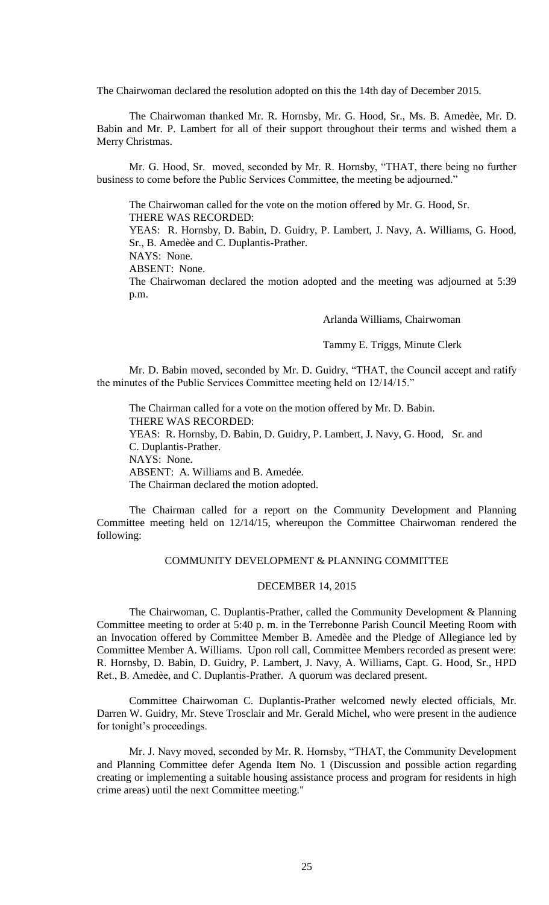The Chairwoman declared the resolution adopted on this the 14th day of December 2015.

The Chairwoman thanked Mr. R. Hornsby, Mr. G. Hood, Sr., Ms. B. Amedèe, Mr. D. Babin and Mr. P. Lambert for all of their support throughout their terms and wished them a Merry Christmas.

Mr. G. Hood, Sr. moved, seconded by Mr. R. Hornsby, "THAT, there being no further business to come before the Public Services Committee, the meeting be adjourned."

The Chairwoman called for the vote on the motion offered by Mr. G. Hood, Sr.
THERE WAS RECORDED:
YEAS: R. Hornsby, D. Babin, D. Guidry, P. Lambert, J. Navy, A. Williams, G. Hood, Sr., B. Amedèe and C. Duplantis-Prather.
NAYS: None.
ABSENT: None.
The Chairwoman declared the motion adopted and the meeting was adjourned at 5:39 p.m.

Arlanda Williams, Chairwoman

Tammy E. Triggs, Minute Clerk

Mr. D. Babin moved, seconded by Mr. D. Guidry, "THAT, the Council accept and ratify the minutes of the Public Services Committee meeting held on 12/14/15."

The Chairman called for a vote on the motion offered by Mr. D. Babin.
THERE WAS RECORDED:
YEAS: R. Hornsby, D. Babin, D. Guidry, P. Lambert, J. Navy, G. Hood, Sr. and C. Duplantis-Prather.
NAYS: None.
ABSENT: A. Williams and B. Amedée.
The Chairman declared the motion adopted.

The Chairman called for a report on the Community Development and Planning Committee meeting held on 12/14/15, whereupon the Committee Chairwoman rendered the following:

## COMMUNITY DEVELOPMENT & PLANNING COMMITTEE

### DECEMBER 14, 2015

The Chairwoman, C. Duplantis-Prather, called the Community Development & Planning Committee meeting to order at 5:40 p. m. in the Terrebonne Parish Council Meeting Room with an Invocation offered by Committee Member B. Amedèe and the Pledge of Allegiance led by Committee Member A. Williams. Upon roll call, Committee Members recorded as present were: R. Hornsby, D. Babin, D. Guidry, P. Lambert, J. Navy, A. Williams, Capt. G. Hood, Sr., HPD Ret., B. Amedèe, and C. Duplantis-Prather. A quorum was declared present.

Committee Chairwoman C. Duplantis-Prather welcomed newly elected officials, Mr. Darren W. Guidry, Mr. Steve Trosclair and Mr. Gerald Michel, who were present in the audience for tonight's proceedings.

Mr. J. Navy moved, seconded by Mr. R. Hornsby, "THAT, the Community Development and Planning Committee defer Agenda Item No. 1 (Discussion and possible action regarding creating or implementing a suitable housing assistance process and program for residents in high crime areas) until the next Committee meeting."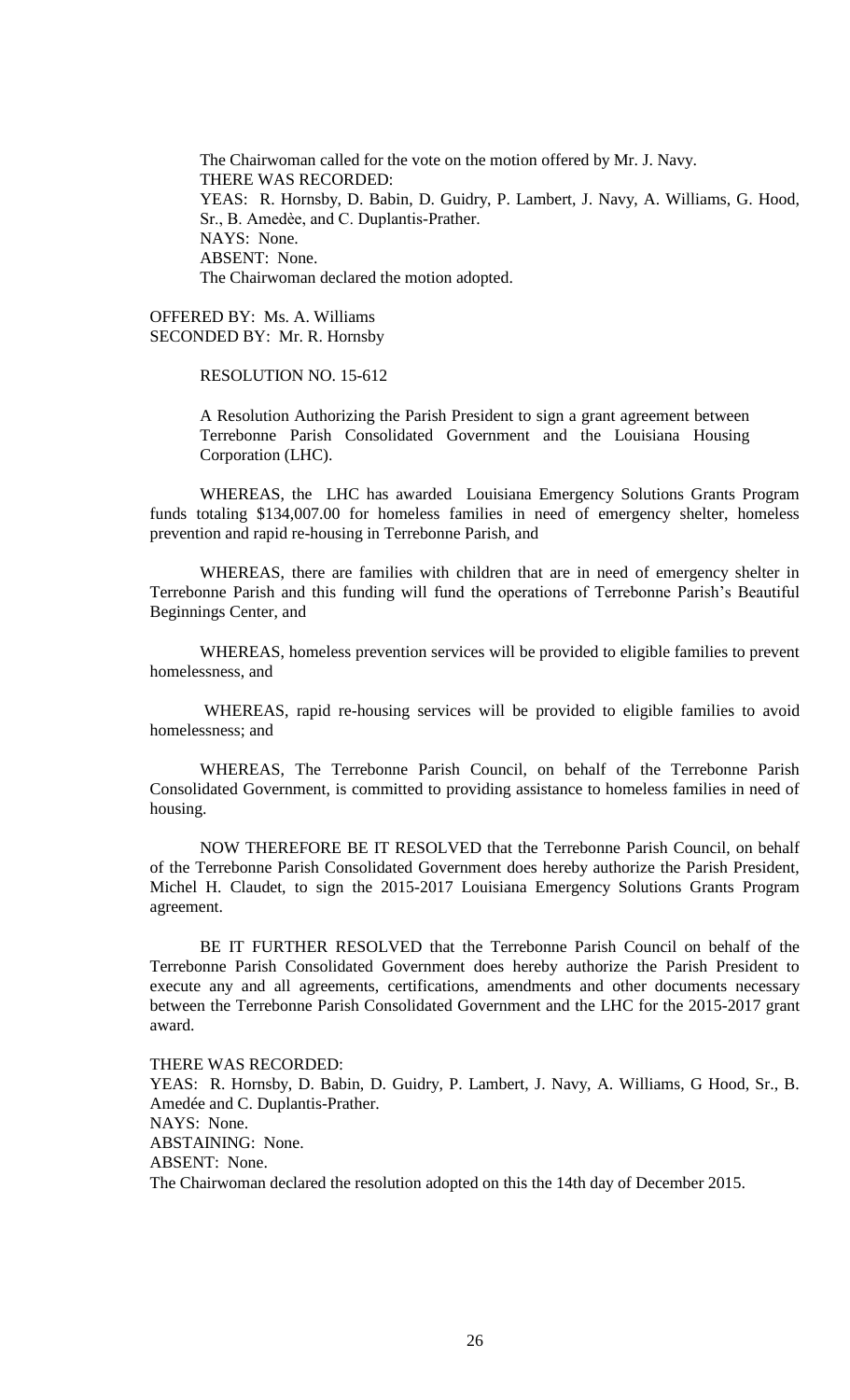The Chairwoman called for the vote on the motion offered by Mr. J. Navy.
THERE WAS RECORDED:
YEAS: R. Hornsby, D. Babin, D. Guidry, P. Lambert, J. Navy, A. Williams, G. Hood, Sr., B. Amedèe, and C. Duplantis-Prather.
NAYS: None.
ABSENT: None.
The Chairwoman declared the motion adopted.

OFFERED BY: Ms. A. Williams
SECONDED BY: Mr. R. Hornsby

RESOLUTION NO. 15-612

A Resolution Authorizing the Parish President to sign a grant agreement between Terrebonne Parish Consolidated Government and the Louisiana Housing Corporation (LHC).

WHEREAS, the LHC has awarded Louisiana Emergency Solutions Grants Program funds totaling $134,007.00 for homeless families in need of emergency shelter, homeless prevention and rapid re-housing in Terrebonne Parish, and

WHEREAS, there are families with children that are in need of emergency shelter in Terrebonne Parish and this funding will fund the operations of Terrebonne Parish's Beautiful Beginnings Center, and

WHEREAS, homeless prevention services will be provided to eligible families to prevent homelessness, and

WHEREAS, rapid re-housing services will be provided to eligible families to avoid homelessness; and

WHEREAS, The Terrebonne Parish Council, on behalf of the Terrebonne Parish Consolidated Government, is committed to providing assistance to homeless families in need of housing.

NOW THEREFORE BE IT RESOLVED that the Terrebonne Parish Council, on behalf of the Terrebonne Parish Consolidated Government does hereby authorize the Parish President, Michel H. Claudet, to sign the 2015-2017 Louisiana Emergency Solutions Grants Program agreement.

BE IT FURTHER RESOLVED that the Terrebonne Parish Council on behalf of the Terrebonne Parish Consolidated Government does hereby authorize the Parish President to execute any and all agreements, certifications, amendments and other documents necessary between the Terrebonne Parish Consolidated Government and the LHC for the 2015-2017 grant award.

THERE WAS RECORDED:
YEAS: R. Hornsby, D. Babin, D. Guidry, P. Lambert, J. Navy, A. Williams, G Hood, Sr., B. Amedée and C. Duplantis-Prather.
NAYS: None.
ABSTAINING: None.
ABSENT: None.
The Chairwoman declared the resolution adopted on this the 14th day of December 2015.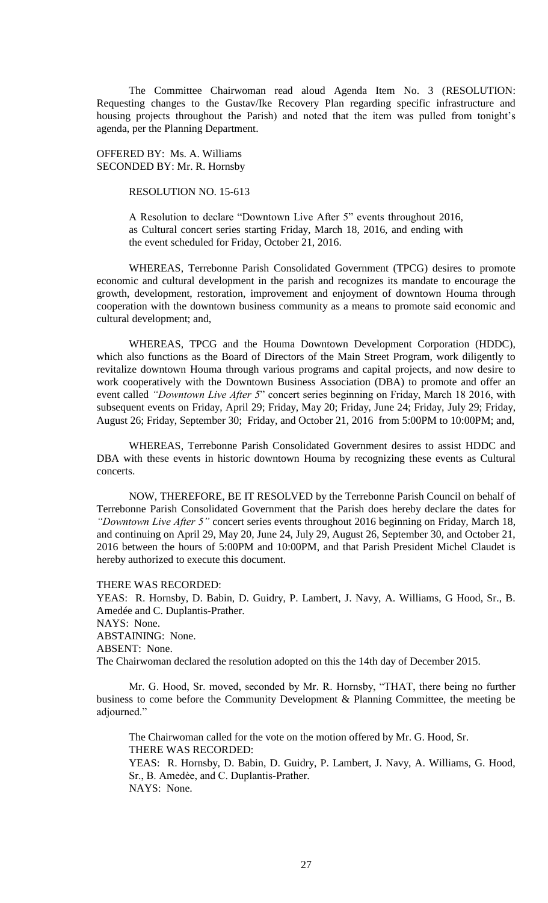The Committee Chairwoman read aloud Agenda Item No. 3 (RESOLUTION: Requesting changes to the Gustav/Ike Recovery Plan regarding specific infrastructure and housing projects throughout the Parish) and noted that the item was pulled from tonight's agenda, per the Planning Department.

OFFERED BY: Ms. A. Williams
SECONDED BY: Mr. R. Hornsby

RESOLUTION NO. 15-613

A Resolution to declare "Downtown Live After 5" events throughout 2016, as Cultural concert series starting Friday, March 18, 2016, and ending with the event scheduled for Friday, October 21, 2016.

WHEREAS, Terrebonne Parish Consolidated Government (TPCG) desires to promote economic and cultural development in the parish and recognizes its mandate to encourage the growth, development, restoration, improvement and enjoyment of downtown Houma through cooperation with the downtown business community as a means to promote said economic and cultural development; and,

WHEREAS, TPCG and the Houma Downtown Development Corporation (HDDC), which also functions as the Board of Directors of the Main Street Program, work diligently to revitalize downtown Houma through various programs and capital projects, and now desire to work cooperatively with the Downtown Business Association (DBA) to promote and offer an event called *"Downtown Live After 5*" concert series beginning on Friday, March 18 2016, with subsequent events on Friday, April 29; Friday, May 20; Friday, June 24; Friday, July 29; Friday, August 26; Friday, September 30; Friday, and October 21, 2016 from 5:00PM to 10:00PM; and,

WHEREAS, Terrebonne Parish Consolidated Government desires to assist HDDC and DBA with these events in historic downtown Houma by recognizing these events as Cultural concerts.

NOW, THEREFORE, BE IT RESOLVED by the Terrebonne Parish Council on behalf of Terrebonne Parish Consolidated Government that the Parish does hereby declare the dates for *"Downtown Live After 5"* concert series events throughout 2016 beginning on Friday, March 18, and continuing on April 29, May 20, June 24, July 29, August 26, September 30, and October 21, 2016 between the hours of 5:00PM and 10:00PM, and that Parish President Michel Claudet is hereby authorized to execute this document.

THERE WAS RECORDED:
YEAS: R. Hornsby, D. Babin, D. Guidry, P. Lambert, J. Navy, A. Williams, G Hood, Sr., B. Amedée and C. Duplantis-Prather.
NAYS: None.
ABSTAINING: None.
ABSENT: None.
The Chairwoman declared the resolution adopted on this the 14th day of December 2015.

Mr. G. Hood, Sr. moved, seconded by Mr. R. Hornsby, "THAT, there being no further business to come before the Community Development & Planning Committee, the meeting be adjourned."

The Chairwoman called for the vote on the motion offered by Mr. G. Hood, Sr.
THERE WAS RECORDED:
YEAS: R. Hornsby, D. Babin, D. Guidry, P. Lambert, J. Navy, A. Williams, G. Hood, Sr., B. Amedèe, and C. Duplantis-Prather.
NAYS: None.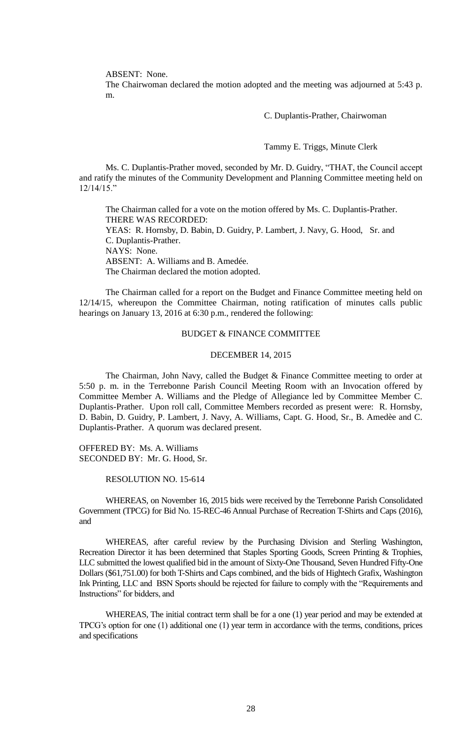ABSENT: None.

The Chairwoman declared the motion adopted and the meeting was adjourned at 5:43 p.m.

C. Duplantis-Prather, Chairwoman

Tammy E. Triggs, Minute Clerk

Ms. C. Duplantis-Prather moved, seconded by Mr. D. Guidry, "THAT, the Council accept and ratify the minutes of the Community Development and Planning Committee meeting held on 12/14/15."

The Chairman called for a vote on the motion offered by Ms. C. Duplantis-Prather.
THERE WAS RECORDED:
YEAS: R. Hornsby, D. Babin, D. Guidry, P. Lambert, J. Navy, G. Hood, Sr. and C. Duplantis-Prather.
NAYS: None.
ABSENT: A. Williams and B. Amedée.
The Chairman declared the motion adopted.

The Chairman called for a report on the Budget and Finance Committee meeting held on 12/14/15, whereupon the Committee Chairman, noting ratification of minutes calls public hearings on January 13, 2016 at 6:30 p.m., rendered the following:

BUDGET & FINANCE COMMITTEE

DECEMBER 14, 2015

The Chairman, John Navy, called the Budget & Finance Committee meeting to order at 5:50 p. m. in the Terrebonne Parish Council Meeting Room with an Invocation offered by Committee Member A. Williams and the Pledge of Allegiance led by Committee Member C. Duplantis-Prather. Upon roll call, Committee Members recorded as present were: R. Hornsby, D. Babin, D. Guidry, P. Lambert, J. Navy, A. Williams, Capt. G. Hood, Sr., B. Amedèe and C. Duplantis-Prather. A quorum was declared present.

OFFERED BY: Ms. A. Williams
SECONDED BY: Mr. G. Hood, Sr.

RESOLUTION NO. 15-614

WHEREAS, on November 16, 2015 bids were received by the Terrebonne Parish Consolidated Government (TPCG) for Bid No. 15-REC-46 Annual Purchase of Recreation T-Shirts and Caps (2016), and

WHEREAS, after careful review by the Purchasing Division and Sterling Washington, Recreation Director it has been determined that Staples Sporting Goods, Screen Printing & Trophies, LLC submitted the lowest qualified bid in the amount of Sixty-One Thousand, Seven Hundred Fifty-One Dollars ($61,751.00) for both T-Shirts and Caps combined, and the bids of Hightech Grafix, Washington Ink Printing, LLC and BSN Sports should be rejected for failure to comply with the "Requirements and Instructions" for bidders, and

WHEREAS, The initial contract term shall be for a one (1) year period and may be extended at TPCG's option for one (1) additional one (1) year term in accordance with the terms, conditions, prices and specifications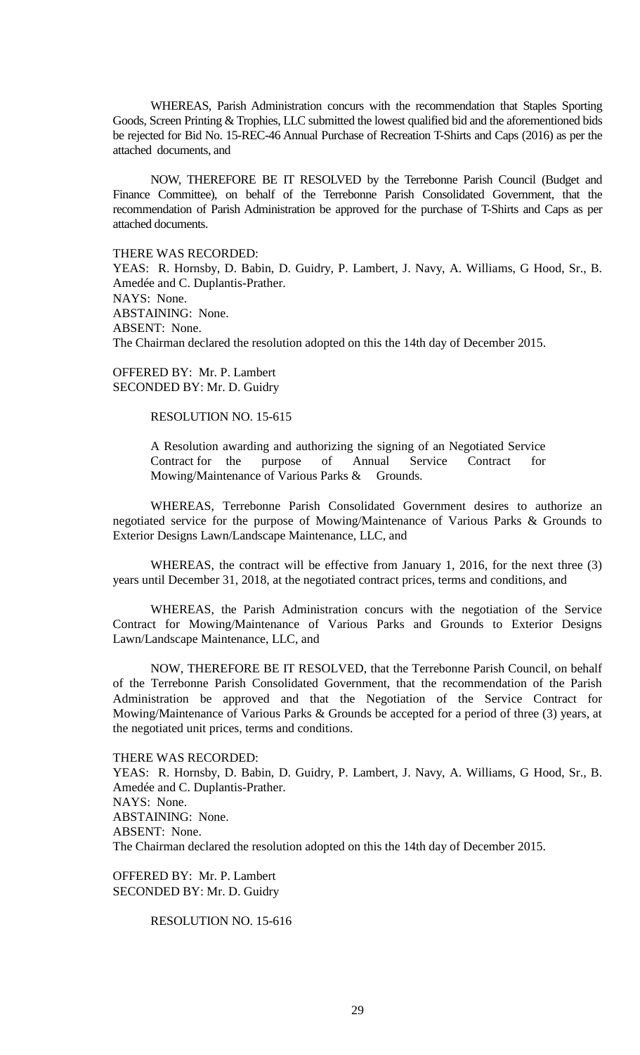WHEREAS, Parish Administration concurs with the recommendation that Staples Sporting Goods, Screen Printing & Trophies, LLC submitted the lowest qualified bid and the aforementioned bids be rejected for Bid No. 15-REC-46 Annual Purchase of Recreation T-Shirts and Caps (2016) as per the attached documents, and

NOW, THEREFORE BE IT RESOLVED by the Terrebonne Parish Council (Budget and Finance Committee), on behalf of the Terrebonne Parish Consolidated Government, that the recommendation of Parish Administration be approved for the purchase of T-Shirts and Caps as per attached documents.

THERE WAS RECORDED:
YEAS: R. Hornsby, D. Babin, D. Guidry, P. Lambert, J. Navy, A. Williams, G Hood, Sr., B. Amedée and C. Duplantis-Prather.
NAYS: None.
ABSTAINING: None.
ABSENT: None.
The Chairman declared the resolution adopted on this the 14th day of December 2015.

OFFERED BY: Mr. P. Lambert
SECONDED BY: Mr. D. Guidry

RESOLUTION NO. 15-615

A Resolution awarding and authorizing the signing of an Negotiated Service Contract for the purpose of Annual Service Contract for Mowing/Maintenance of Various Parks & Grounds.

WHEREAS, Terrebonne Parish Consolidated Government desires to authorize an negotiated service for the purpose of Mowing/Maintenance of Various Parks & Grounds to Exterior Designs Lawn/Landscape Maintenance, LLC, and

WHEREAS, the contract will be effective from January 1, 2016, for the next three (3) years until December 31, 2018, at the negotiated contract prices, terms and conditions, and

WHEREAS, the Parish Administration concurs with the negotiation of the Service Contract for Mowing/Maintenance of Various Parks and Grounds to Exterior Designs Lawn/Landscape Maintenance, LLC, and

NOW, THEREFORE BE IT RESOLVED, that the Terrebonne Parish Council, on behalf of the Terrebonne Parish Consolidated Government, that the recommendation of the Parish Administration be approved and that the Negotiation of the Service Contract for Mowing/Maintenance of Various Parks & Grounds be accepted for a period of three (3) years, at the negotiated unit prices, terms and conditions.

THERE WAS RECORDED:
YEAS: R. Hornsby, D. Babin, D. Guidry, P. Lambert, J. Navy, A. Williams, G Hood, Sr., B. Amedée and C. Duplantis-Prather.
NAYS: None.
ABSTAINING: None.
ABSENT: None.
The Chairman declared the resolution adopted on this the 14th day of December 2015.

OFFERED BY: Mr. P. Lambert
SECONDED BY: Mr. D. Guidry

RESOLUTION NO. 15-616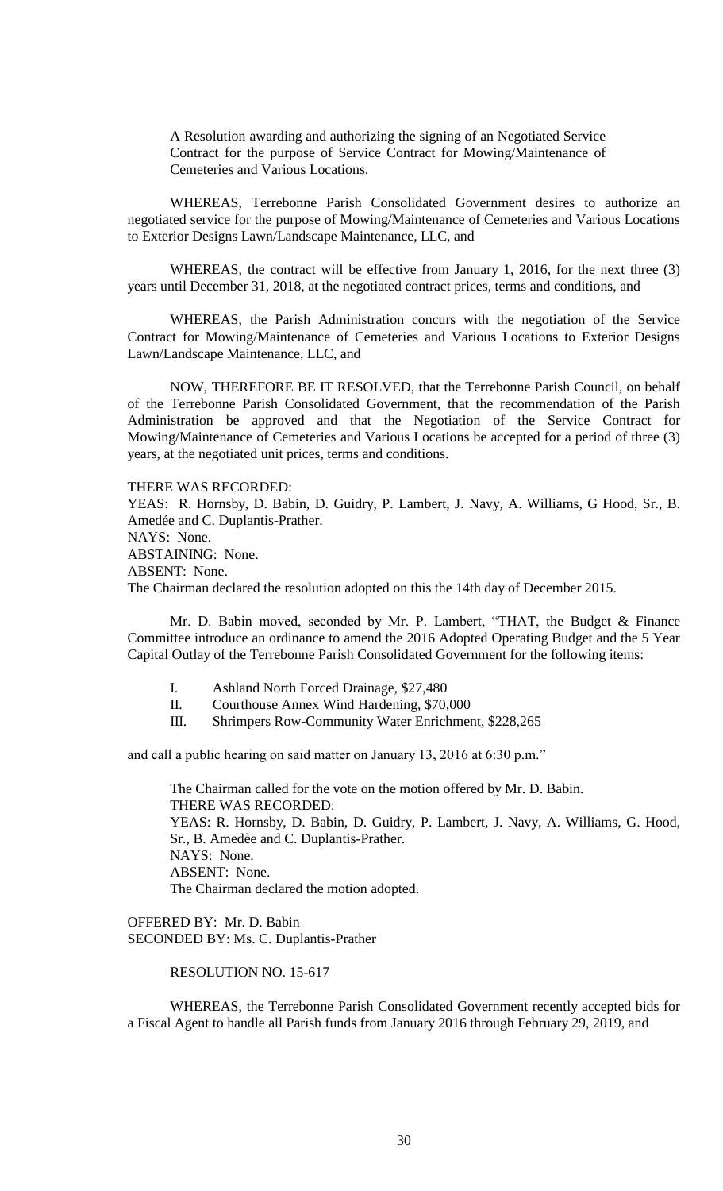A Resolution awarding and authorizing the signing of an Negotiated Service Contract for the purpose of Service Contract for Mowing/Maintenance of Cemeteries and Various Locations.

WHEREAS, Terrebonne Parish Consolidated Government desires to authorize an negotiated service for the purpose of Mowing/Maintenance of Cemeteries and Various Locations to Exterior Designs Lawn/Landscape Maintenance, LLC, and

WHEREAS, the contract will be effective from January 1, 2016, for the next three (3) years until December 31, 2018, at the negotiated contract prices, terms and conditions, and

WHEREAS, the Parish Administration concurs with the negotiation of the Service Contract for Mowing/Maintenance of Cemeteries and Various Locations to Exterior Designs Lawn/Landscape Maintenance, LLC, and

NOW, THEREFORE BE IT RESOLVED, that the Terrebonne Parish Council, on behalf of the Terrebonne Parish Consolidated Government, that the recommendation of the Parish Administration be approved and that the Negotiation of the Service Contract for Mowing/Maintenance of Cemeteries and Various Locations be accepted for a period of three (3) years, at the negotiated unit prices, terms and conditions.

THERE WAS RECORDED:
YEAS: R. Hornsby, D. Babin, D. Guidry, P. Lambert, J. Navy, A. Williams, G Hood, Sr., B. Amedée and C. Duplantis-Prather.
NAYS: None.
ABSTAINING: None.
ABSENT: None.
The Chairman declared the resolution adopted on this the 14th day of December 2015.

Mr. D. Babin moved, seconded by Mr. P. Lambert, "THAT, the Budget & Finance Committee introduce an ordinance to amend the 2016 Adopted Operating Budget and the 5 Year Capital Outlay of the Terrebonne Parish Consolidated Government for the following items:

I. Ashland North Forced Drainage, $27,480
II. Courthouse Annex Wind Hardening, $70,000
III. Shrimpers Row-Community Water Enrichment, $228,265

and call a public hearing on said matter on January 13, 2016 at 6:30 p.m."

The Chairman called for the vote on the motion offered by Mr. D. Babin.
THERE WAS RECORDED:
YEAS: R. Hornsby, D. Babin, D. Guidry, P. Lambert, J. Navy, A. Williams, G. Hood, Sr., B. Amedèe and C. Duplantis-Prather.
NAYS: None.
ABSENT: None.
The Chairman declared the motion adopted.

OFFERED BY: Mr. D. Babin
SECONDED BY: Ms. C. Duplantis-Prather

RESOLUTION NO. 15-617

WHEREAS, the Terrebonne Parish Consolidated Government recently accepted bids for a Fiscal Agent to handle all Parish funds from January 2016 through February 29, 2019, and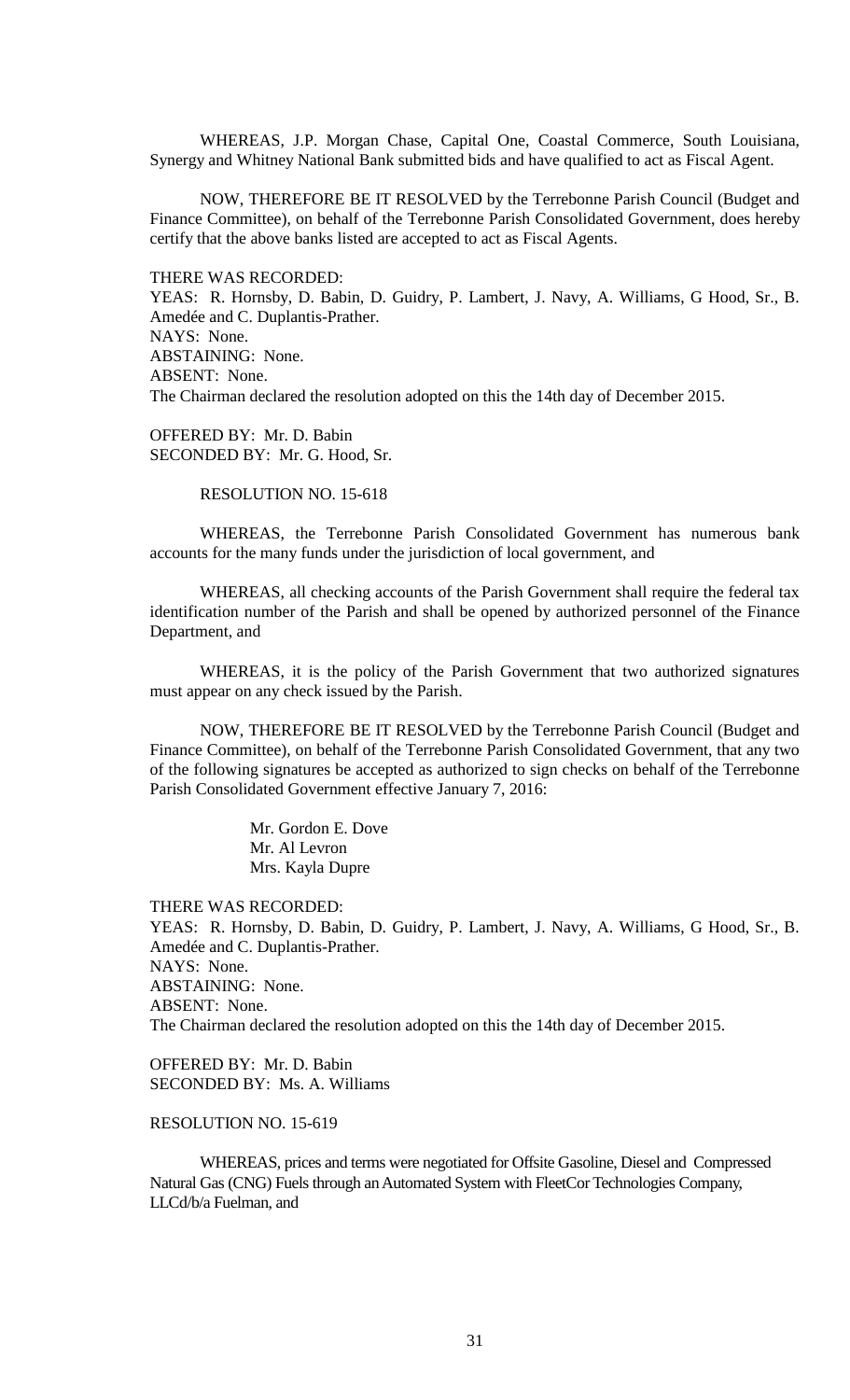WHEREAS, J.P. Morgan Chase, Capital One, Coastal Commerce, South Louisiana, Synergy and Whitney National Bank submitted bids and have qualified to act as Fiscal Agent.

NOW, THEREFORE BE IT RESOLVED by the Terrebonne Parish Council (Budget and Finance Committee), on behalf of the Terrebonne Parish Consolidated Government, does hereby certify that the above banks listed are accepted to act as Fiscal Agents.

THERE WAS RECORDED:
YEAS: R. Hornsby, D. Babin, D. Guidry, P. Lambert, J. Navy, A. Williams, G Hood, Sr., B. Amedée and C. Duplantis-Prather.
NAYS: None.
ABSTAINING: None.
ABSENT: None.
The Chairman declared the resolution adopted on this the 14th day of December 2015.

OFFERED BY: Mr. D. Babin
SECONDED BY: Mr. G. Hood, Sr.

RESOLUTION NO. 15-618

WHEREAS, the Terrebonne Parish Consolidated Government has numerous bank accounts for the many funds under the jurisdiction of local government, and

WHEREAS, all checking accounts of the Parish Government shall require the federal tax identification number of the Parish and shall be opened by authorized personnel of the Finance Department, and

WHEREAS, it is the policy of the Parish Government that two authorized signatures must appear on any check issued by the Parish.

NOW, THEREFORE BE IT RESOLVED by the Terrebonne Parish Council (Budget and Finance Committee), on behalf of the Terrebonne Parish Consolidated Government, that any two of the following signatures be accepted as authorized to sign checks on behalf of the Terrebonne Parish Consolidated Government effective January 7, 2016:

Mr. Gordon E. Dove
Mr. Al Levron
Mrs. Kayla Dupre

THERE WAS RECORDED:
YEAS: R. Hornsby, D. Babin, D. Guidry, P. Lambert, J. Navy, A. Williams, G Hood, Sr., B. Amedée and C. Duplantis-Prather.
NAYS: None.
ABSTAINING: None.
ABSENT: None.
The Chairman declared the resolution adopted on this the 14th day of December 2015.

OFFERED BY: Mr. D. Babin
SECONDED BY: Ms. A. Williams

RESOLUTION NO. 15-619

WHEREAS, prices and terms were negotiated for Offsite Gasoline, Diesel and Compressed Natural Gas (CNG) Fuels through an Automated System with FleetCor Technologies Company, LLCd/b/a Fuelman, and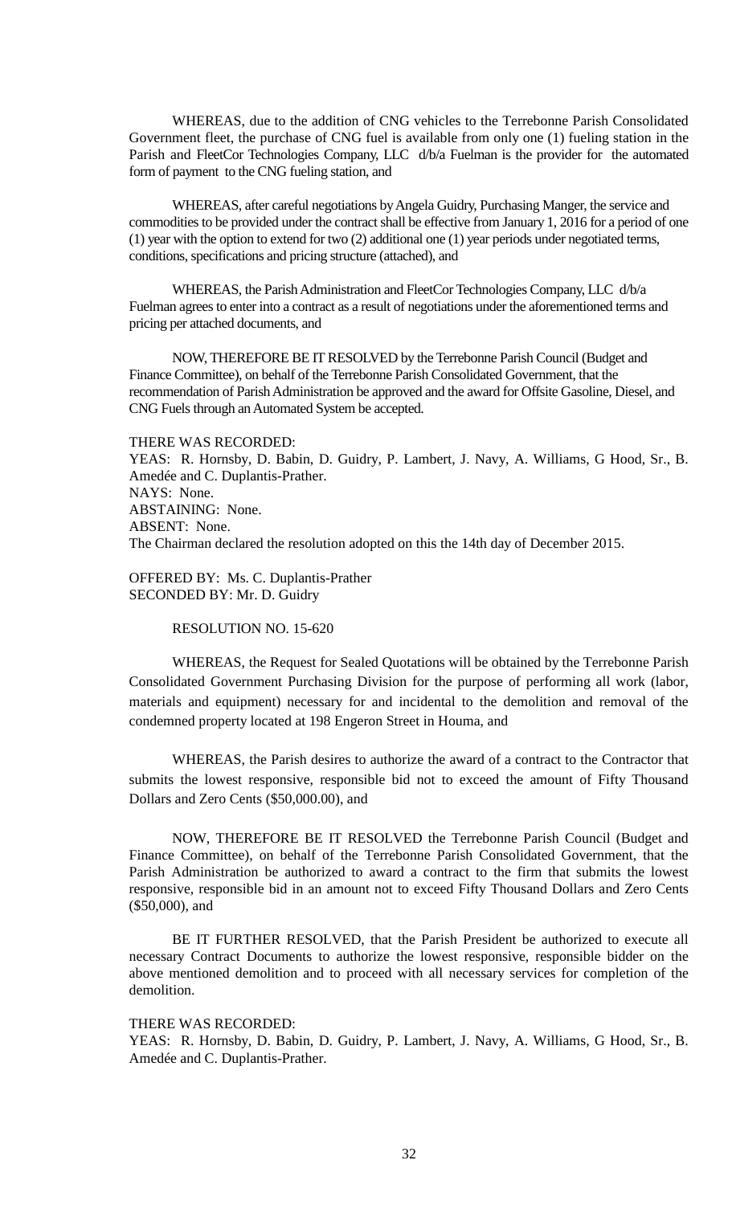WHEREAS, due to the addition of CNG vehicles to the Terrebonne Parish Consolidated Government fleet, the purchase of CNG fuel is available from only one (1) fueling station in the Parish and FleetCor Technologies Company, LLC d/b/a Fuelman is the provider for the automated form of payment to the CNG fueling station, and

WHEREAS, after careful negotiations by Angela Guidry, Purchasing Manger, the service and commodities to be provided under the contract shall be effective from January 1, 2016 for a period of one (1) year with the option to extend for two (2) additional one (1) year periods under negotiated terms, conditions, specifications and pricing structure (attached), and

WHEREAS, the Parish Administration and FleetCor Technologies Company, LLC d/b/a Fuelman agrees to enter into a contract as a result of negotiations under the aforementioned terms and pricing per attached documents, and

NOW, THEREFORE BE IT RESOLVED by the Terrebonne Parish Council (Budget and Finance Committee), on behalf of the Terrebonne Parish Consolidated Government, that the recommendation of Parish Administration be approved and the award for Offsite Gasoline, Diesel, and CNG Fuels through an Automated System be accepted.

THERE WAS RECORDED:
YEAS: R. Hornsby, D. Babin, D. Guidry, P. Lambert, J. Navy, A. Williams, G Hood, Sr., B. Amedée and C. Duplantis-Prather.
NAYS: None.
ABSTAINING: None.
ABSENT: None.
The Chairman declared the resolution adopted on this the 14th day of December 2015.

OFFERED BY: Ms. C. Duplantis-Prather
SECONDED BY: Mr. D. Guidry

RESOLUTION NO. 15-620

WHEREAS, the Request for Sealed Quotations will be obtained by the Terrebonne Parish Consolidated Government Purchasing Division for the purpose of performing all work (labor, materials and equipment) necessary for and incidental to the demolition and removal of the condemned property located at 198 Engeron Street in Houma, and

WHEREAS, the Parish desires to authorize the award of a contract to the Contractor that submits the lowest responsive, responsible bid not to exceed the amount of Fifty Thousand Dollars and Zero Cents ($50,000.00), and

NOW, THEREFORE BE IT RESOLVED the Terrebonne Parish Council (Budget and Finance Committee), on behalf of the Terrebonne Parish Consolidated Government, that the Parish Administration be authorized to award a contract to the firm that submits the lowest responsive, responsible bid in an amount not to exceed Fifty Thousand Dollars and Zero Cents ($50,000), and

BE IT FURTHER RESOLVED, that the Parish President be authorized to execute all necessary Contract Documents to authorize the lowest responsive, responsible bidder on the above mentioned demolition and to proceed with all necessary services for completion of the demolition.

THERE WAS RECORDED:
YEAS: R. Hornsby, D. Babin, D. Guidry, P. Lambert, J. Navy, A. Williams, G Hood, Sr., B. Amedée and C. Duplantis-Prather.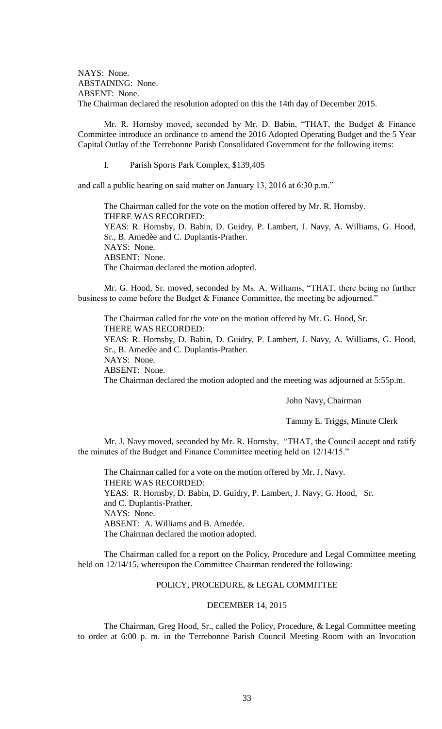NAYS: None.
ABSTAINING: None.
ABSENT: None.
The Chairman declared the resolution adopted on this the 14th day of December 2015.

Mr. R. Hornsby moved, seconded by Mr. D. Babin, "THAT, the Budget & Finance Committee introduce an ordinance to amend the 2016 Adopted Operating Budget and the 5 Year Capital Outlay of the Terrebonne Parish Consolidated Government for the following items:

I. Parish Sports Park Complex, $139,405

and call a public hearing on said matter on January 13, 2016 at 6:30 p.m."

The Chairman called for the vote on the motion offered by Mr. R. Hornsby.
THERE WAS RECORDED:
YEAS: R. Hornsby, D. Babin, D. Guidry, P. Lambert, J. Navy, A. Williams, G. Hood, Sr., B. Amedèe and C. Duplantis-Prather.
NAYS: None.
ABSENT: None.
The Chairman declared the motion adopted.

Mr. G. Hood, Sr. moved, seconded by Ms. A. Williams, "THAT, there being no further business to come before the Budget & Finance Committee, the meeting be adjourned."

The Chairman called for the vote on the motion offered by Mr. G. Hood, Sr.
THERE WAS RECORDED:
YEAS: R. Hornsby, D. Babin, D. Guidry, P. Lambert, J. Navy, A. Williams, G. Hood, Sr., B. Amedèe and C. Duplantis-Prather.
NAYS: None.
ABSENT: None.
The Chairman declared the motion adopted and the meeting was adjourned at 5:55p.m.

John Navy, Chairman

Tammy E. Triggs, Minute Clerk

Mr. J. Navy moved, seconded by Mr. R. Hornsby, "THAT, the Council accept and ratify the minutes of the Budget and Finance Committee meeting held on 12/14/15."

The Chairman called for a vote on the motion offered by Mr. J. Navy.
THERE WAS RECORDED:
YEAS: R. Hornsby, D. Babin, D. Guidry, P. Lambert, J. Navy, G. Hood, Sr. and C. Duplantis-Prather.
NAYS: None.
ABSENT: A. Williams and B. Amedée.
The Chairman declared the motion adopted.

The Chairman called for a report on the Policy, Procedure and Legal Committee meeting held on 12/14/15, whereupon the Committee Chairman rendered the following:

## POLICY, PROCEDURE, & LEGAL COMMITTEE

### DECEMBER 14, 2015

The Chairman, Greg Hood, Sr., called the Policy, Procedure, & Legal Committee meeting to order at 6:00 p. m. in the Terrebonne Parish Council Meeting Room with an Invocation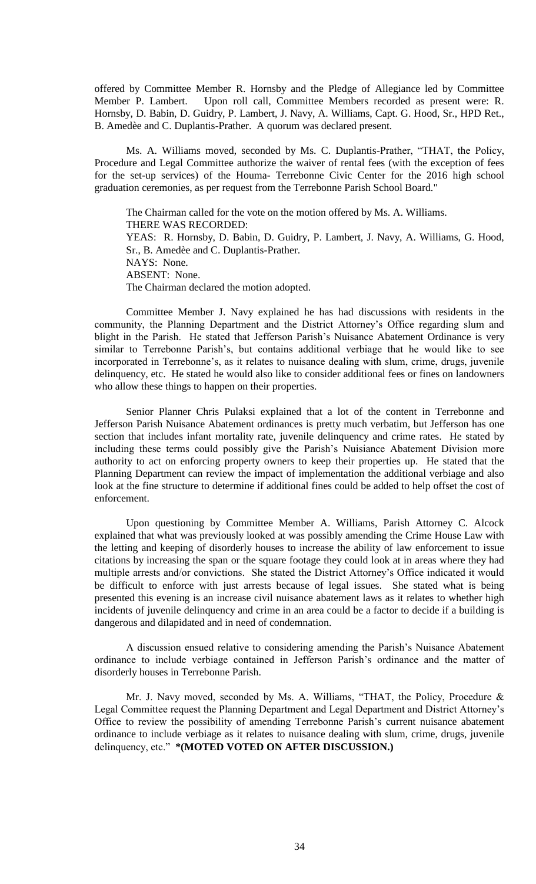offered by Committee Member R. Hornsby and the Pledge of Allegiance led by Committee Member P. Lambert. Upon roll call, Committee Members recorded as present were: R. Hornsby, D. Babin, D. Guidry, P. Lambert, J. Navy, A. Williams, Capt. G. Hood, Sr., HPD Ret., B. Amedèe and C. Duplantis-Prather. A quorum was declared present.

Ms. A. Williams moved, seconded by Ms. C. Duplantis-Prather, "THAT, the Policy, Procedure and Legal Committee authorize the waiver of rental fees (with the exception of fees for the set-up services) of the Houma- Terrebonne Civic Center for the 2016 high school graduation ceremonies, as per request from the Terrebonne Parish School Board."

The Chairman called for the vote on the motion offered by Ms. A. Williams.
THERE WAS RECORDED:
YEAS: R. Hornsby, D. Babin, D. Guidry, P. Lambert, J. Navy, A. Williams, G. Hood, Sr., B. Amedèe and C. Duplantis-Prather.
NAYS: None.
ABSENT: None.
The Chairman declared the motion adopted.

Committee Member J. Navy explained he has had discussions with residents in the community, the Planning Department and the District Attorney's Office regarding slum and blight in the Parish. He stated that Jefferson Parish's Nuisance Abatement Ordinance is very similar to Terrebonne Parish's, but contains additional verbiage that he would like to see incorporated in Terrebonne's, as it relates to nuisance dealing with slum, crime, drugs, juvenile delinquency, etc. He stated he would also like to consider additional fees or fines on landowners who allow these things to happen on their properties.

Senior Planner Chris Pulaksi explained that a lot of the content in Terrebonne and Jefferson Parish Nuisance Abatement ordinances is pretty much verbatim, but Jefferson has one section that includes infant mortality rate, juvenile delinquency and crime rates. He stated by including these terms could possibly give the Parish's Nuisiance Abatement Division more authority to act on enforcing property owners to keep their properties up. He stated that the Planning Department can review the impact of implementation the additional verbiage and also look at the fine structure to determine if additional fines could be added to help offset the cost of enforcement.

Upon questioning by Committee Member A. Williams, Parish Attorney C. Alcock explained that what was previously looked at was possibly amending the Crime House Law with the letting and keeping of disorderly houses to increase the ability of law enforcement to issue citations by increasing the span or the square footage they could look at in areas where they had multiple arrests and/or convictions. She stated the District Attorney's Office indicated it would be difficult to enforce with just arrests because of legal issues. She stated what is being presented this evening is an increase civil nuisance abatement laws as it relates to whether high incidents of juvenile delinquency and crime in an area could be a factor to decide if a building is dangerous and dilapidated and in need of condemnation.

A discussion ensued relative to considering amending the Parish's Nuisance Abatement ordinance to include verbiage contained in Jefferson Parish's ordinance and the matter of disorderly houses in Terrebonne Parish.

Mr. J. Navy moved, seconded by Ms. A. Williams, "THAT, the Policy, Procedure & Legal Committee request the Planning Department and Legal Department and District Attorney's Office to review the possibility of amending Terrebonne Parish's current nuisance abatement ordinance to include verbiage as it relates to nuisance dealing with slum, crime, drugs, juvenile delinquency, etc." **\*(MOTED VOTED ON AFTER DISCUSSION.)**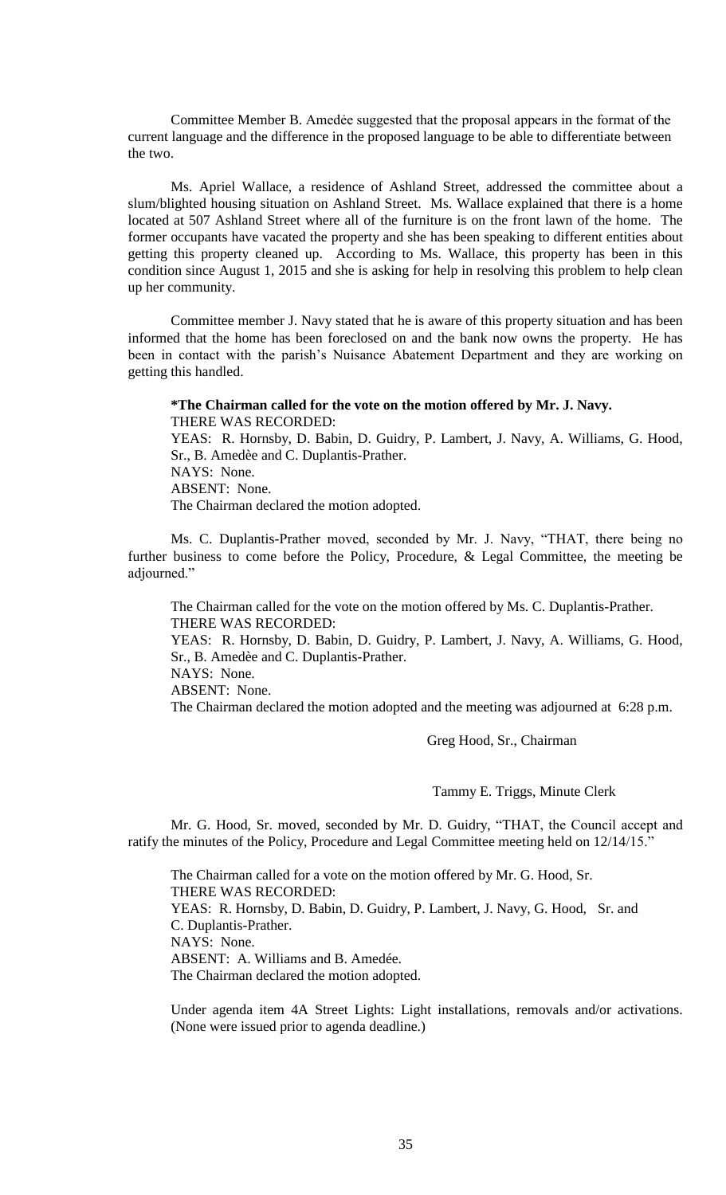Committee Member B. Amedèe suggested that the proposal appears in the format of the current language and the difference in the proposed language to be able to differentiate between the two.

Ms. Apriel Wallace, a residence of Ashland Street, addressed the committee about a slum/blighted housing situation on Ashland Street. Ms. Wallace explained that there is a home located at 507 Ashland Street where all of the furniture is on the front lawn of the home. The former occupants have vacated the property and she has been speaking to different entities about getting this property cleaned up. According to Ms. Wallace, this property has been in this condition since August 1, 2015 and she is asking for help in resolving this problem to help clean up her community.

Committee member J. Navy stated that he is aware of this property situation and has been informed that the home has been foreclosed on and the bank now owns the property. He has been in contact with the parish's Nuisance Abatement Department and they are working on getting this handled.

**\*The Chairman called for the vote on the motion offered by Mr. J. Navy.**
THERE WAS RECORDED:
YEAS: R. Hornsby, D. Babin, D. Guidry, P. Lambert, J. Navy, A. Williams, G. Hood, Sr., B. Amedèe and C. Duplantis-Prather.
NAYS: None.
ABSENT: None.
The Chairman declared the motion adopted.

Ms. C. Duplantis-Prather moved, seconded by Mr. J. Navy, "THAT, there being no further business to come before the Policy, Procedure, & Legal Committee, the meeting be adjourned."

The Chairman called for the vote on the motion offered by Ms. C. Duplantis-Prather.
THERE WAS RECORDED:
YEAS: R. Hornsby, D. Babin, D. Guidry, P. Lambert, J. Navy, A. Williams, G. Hood, Sr., B. Amedèe and C. Duplantis-Prather.
NAYS: None.
ABSENT: None.
The Chairman declared the motion adopted and the meeting was adjourned at 6:28 p.m.

Greg Hood, Sr., Chairman

Tammy E. Triggs, Minute Clerk

Mr. G. Hood, Sr. moved, seconded by Mr. D. Guidry, "THAT, the Council accept and ratify the minutes of the Policy, Procedure and Legal Committee meeting held on 12/14/15."

The Chairman called for a vote on the motion offered by Mr. G. Hood, Sr.
THERE WAS RECORDED:
YEAS: R. Hornsby, D. Babin, D. Guidry, P. Lambert, J. Navy, G. Hood, Sr. and C. Duplantis-Prather.
NAYS: None.
ABSENT: A. Williams and B. Amedée.
The Chairman declared the motion adopted.

Under agenda item 4A Street Lights: Light installations, removals and/or activations. (None were issued prior to agenda deadline.)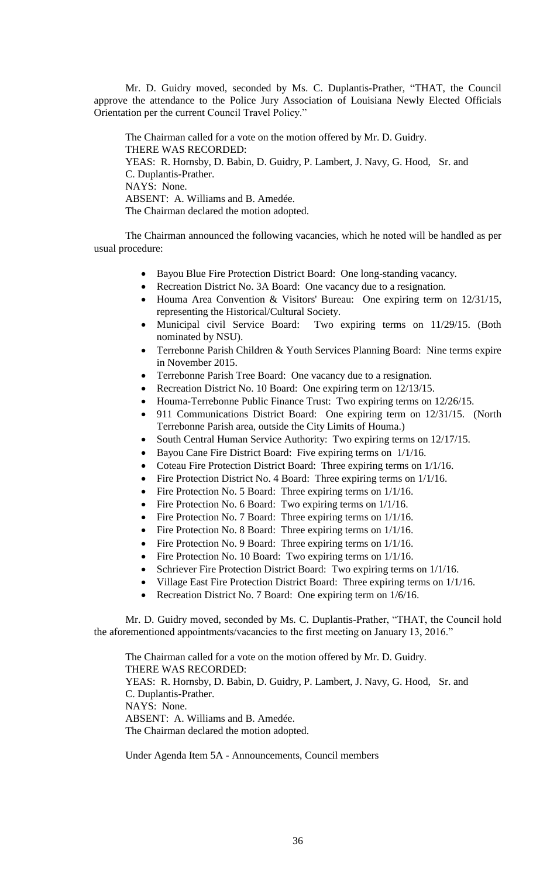Mr. D. Guidry moved, seconded by Ms. C. Duplantis-Prather, "THAT, the Council approve the attendance to the Police Jury Association of Louisiana Newly Elected Officials Orientation per the current Council Travel Policy."

The Chairman called for a vote on the motion offered by Mr. D. Guidry.
THERE WAS RECORDED:
YEAS: R. Hornsby, D. Babin, D. Guidry, P. Lambert, J. Navy, G. Hood, Sr. and C. Duplantis-Prather.
NAYS: None.
ABSENT: A. Williams and B. Amedée.
The Chairman declared the motion adopted.

The Chairman announced the following vacancies, which he noted will be handled as per usual procedure:

- Bayou Blue Fire Protection District Board: One long-standing vacancy.
- Recreation District No. 3A Board: One vacancy due to a resignation.
- Houma Area Convention & Visitors' Bureau: One expiring term on 12/31/15, representing the Historical/Cultural Society.
- Municipal civil Service Board: Two expiring terms on 11/29/15. (Both nominated by NSU).
- Terrebonne Parish Children & Youth Services Planning Board: Nine terms expire in November 2015.
- Terrebonne Parish Tree Board: One vacancy due to a resignation.
- Recreation District No. 10 Board: One expiring term on 12/13/15.
- Houma-Terrebonne Public Finance Trust: Two expiring terms on 12/26/15.
- 911 Communications District Board: One expiring term on 12/31/15. (North Terrebonne Parish area, outside the City Limits of Houma.)
- South Central Human Service Authority: Two expiring terms on 12/17/15.
- Bayou Cane Fire District Board: Five expiring terms on 1/1/16.
- Coteau Fire Protection District Board: Three expiring terms on 1/1/16.
- Fire Protection District No. 4 Board: Three expiring terms on 1/1/16.
- Fire Protection No. 5 Board: Three expiring terms on 1/1/16.
- Fire Protection No. 6 Board: Two expiring terms on 1/1/16.
- Fire Protection No. 7 Board: Three expiring terms on 1/1/16.
- Fire Protection No. 8 Board: Three expiring terms on 1/1/16.
- Fire Protection No. 9 Board: Three expiring terms on 1/1/16.
- Fire Protection No. 10 Board: Two expiring terms on 1/1/16.
- Schriever Fire Protection District Board: Two expiring terms on 1/1/16.
- Village East Fire Protection District Board: Three expiring terms on 1/1/16.
- Recreation District No. 7 Board: One expiring term on 1/6/16.

Mr. D. Guidry moved, seconded by Ms. C. Duplantis-Prather, "THAT, the Council hold the aforementioned appointments/vacancies to the first meeting on January 13, 2016."

The Chairman called for a vote on the motion offered by Mr. D. Guidry.
THERE WAS RECORDED:
YEAS: R. Hornsby, D. Babin, D. Guidry, P. Lambert, J. Navy, G. Hood, Sr. and C. Duplantis-Prather.
NAYS: None.
ABSENT: A. Williams and B. Amedée.
The Chairman declared the motion adopted.

Under Agenda Item 5A - Announcements, Council members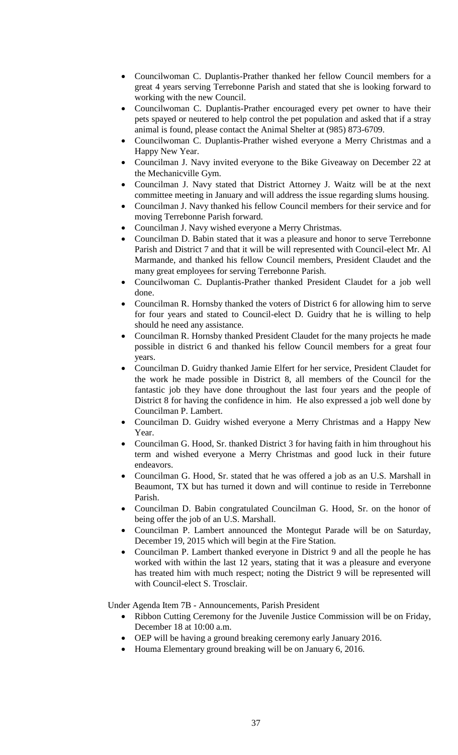- Councilwoman C. Duplantis-Prather thanked her fellow Council members for a great 4 years serving Terrebonne Parish and stated that she is looking forward to working with the new Council.
- Councilwoman C. Duplantis-Prather encouraged every pet owner to have their pets spayed or neutered to help control the pet population and asked that if a stray animal is found, please contact the Animal Shelter at (985) 873-6709.
- Councilwoman C. Duplantis-Prather wished everyone a Merry Christmas and a Happy New Year.
- Councilman J. Navy invited everyone to the Bike Giveaway on December 22 at the Mechanicville Gym.
- Councilman J. Navy stated that District Attorney J. Waitz will be at the next committee meeting in January and will address the issue regarding slums housing.
- Councilman J. Navy thanked his fellow Council members for their service and for moving Terrebonne Parish forward.
- Councilman J. Navy wished everyone a Merry Christmas.
- Councilman D. Babin stated that it was a pleasure and honor to serve Terrebonne Parish and District 7 and that it will be will represented with Council-elect Mr. Al Marmande, and thanked his fellow Council members, President Claudet and the many great employees for serving Terrebonne Parish.
- Councilwoman C. Duplantis-Prather thanked President Claudet for a job well done.
- Councilman R. Hornsby thanked the voters of District 6 for allowing him to serve for four years and stated to Council-elect D. Guidry that he is willing to help should he need any assistance.
- Councilman R. Hornsby thanked President Claudet for the many projects he made possible in district 6 and thanked his fellow Council members for a great four years.
- Councilman D. Guidry thanked Jamie Elfert for her service, President Claudet for the work he made possible in District 8, all members of the Council for the fantastic job they have done throughout the last four years and the people of District 8 for having the confidence in him. He also expressed a job well done by Councilman P. Lambert.
- Councilman D. Guidry wished everyone a Merry Christmas and a Happy New Year.
- Councilman G. Hood, Sr. thanked District 3 for having faith in him throughout his term and wished everyone a Merry Christmas and good luck in their future endeavors.
- Councilman G. Hood, Sr. stated that he was offered a job as an U.S. Marshall in Beaumont, TX but has turned it down and will continue to reside in Terrebonne Parish.
- Councilman D. Babin congratulated Councilman G. Hood, Sr. on the honor of being offer the job of an U.S. Marshall.
- Councilman P. Lambert announced the Montegut Parade will be on Saturday, December 19, 2015 which will begin at the Fire Station.
- Councilman P. Lambert thanked everyone in District 9 and all the people he has worked with within the last 12 years, stating that it was a pleasure and everyone has treated him with much respect; noting the District 9 will be represented will with Council-elect S. Trosclair.

Under Agenda Item 7B - Announcements, Parish President

- Ribbon Cutting Ceremony for the Juvenile Justice Commission will be on Friday, December 18 at 10:00 a.m.
- OEP will be having a ground breaking ceremony early January 2016.
- Houma Elementary ground breaking will be on January 6, 2016.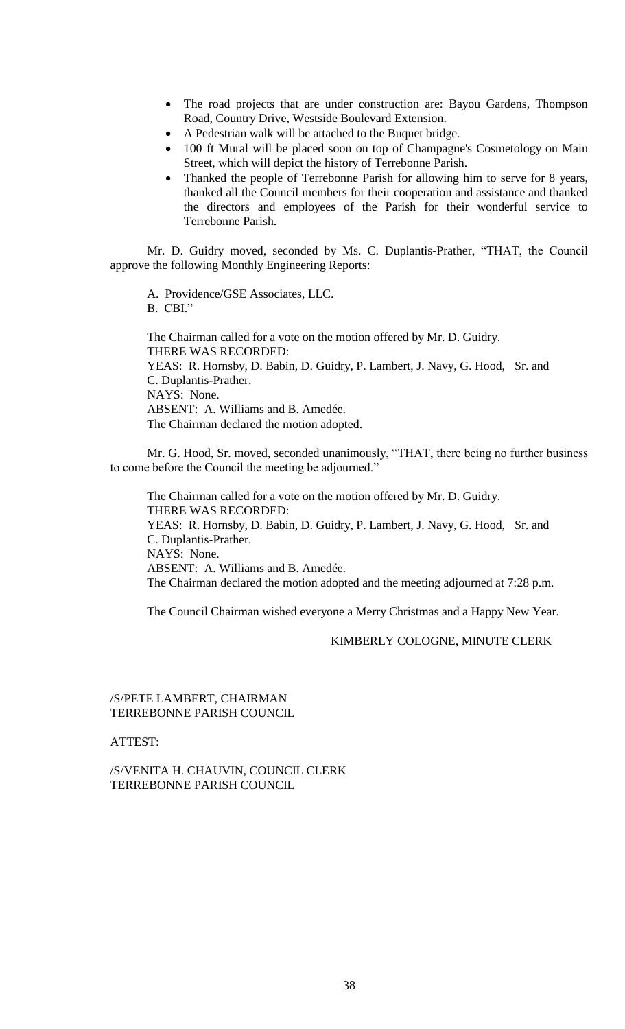- The road projects that are under construction are: Bayou Gardens, Thompson Road, Country Drive, Westside Boulevard Extension.
- A Pedestrian walk will be attached to the Buquet bridge.
- 100 ft Mural will be placed soon on top of Champagne's Cosmetology on Main Street, which will depict the history of Terrebonne Parish.
- Thanked the people of Terrebonne Parish for allowing him to serve for 8 years, thanked all the Council members for their cooperation and assistance and thanked the directors and employees of the Parish for their wonderful service to Terrebonne Parish.

Mr. D. Guidry moved, seconded by Ms. C. Duplantis-Prather, "THAT, the Council approve the following Monthly Engineering Reports:

A. Providence/GSE Associates, LLC.
B. CBI."

The Chairman called for a vote on the motion offered by Mr. D. Guidry.
THERE WAS RECORDED:
YEAS: R. Hornsby, D. Babin, D. Guidry, P. Lambert, J. Navy, G. Hood, Sr. and C. Duplantis-Prather.
NAYS: None.
ABSENT: A. Williams and B. Amedée.
The Chairman declared the motion adopted.

Mr. G. Hood, Sr. moved, seconded unanimously, "THAT, there being no further business to come before the Council the meeting be adjourned."

The Chairman called for a vote on the motion offered by Mr. D. Guidry.
THERE WAS RECORDED:
YEAS: R. Hornsby, D. Babin, D. Guidry, P. Lambert, J. Navy, G. Hood, Sr. and C. Duplantis-Prather.
NAYS: None.
ABSENT: A. Williams and B. Amedée.
The Chairman declared the motion adopted and the meeting adjourned at 7:28 p.m.

The Council Chairman wished everyone a Merry Christmas and a Happy New Year.

KIMBERLY COLOGNE, MINUTE CLERK

/S/PETE LAMBERT, CHAIRMAN
TERREBONNE PARISH COUNCIL

ATTEST:

/S/VENITA H. CHAUVIN, COUNCIL CLERK
TERREBONNE PARISH COUNCIL